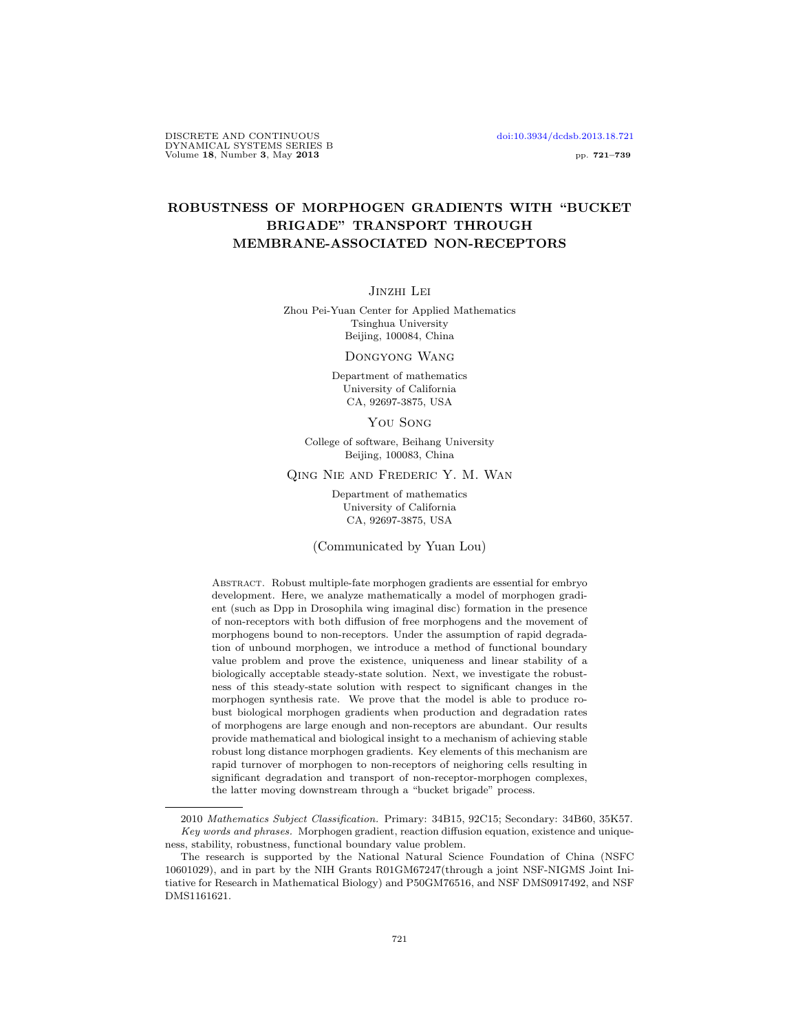# ROBUSTNESS OF MORPHOGEN GRADIENTS WITH "BUCKET BRIGADE" TRANSPORT THROUGH MEMBRANE-ASSOCIATED NON-RECEPTORS

Jinzhi Lei

Zhou Pei-Yuan Center for Applied Mathematics
Tsinghua University
Beijing, 100084, China

Dongyong Wang

Department of mathematics
University of California
CA, 92697-3875, USA

You Song

College of software, Beihang University
Beijing, 100083, China

Qing Nie and Frederic Y. M. Wan

Department of mathematics
University of California
CA, 92697-3875, USA

(Communicated by Yuan Lou)

Abstract. Robust multiple-fate morphogen gradients are essential for embryo development. Here, we analyze mathematically a model of morphogen gradient (such as Dpp in Drosophila wing imaginal disc) formation in the presence of non-receptors with both diffusion of free morphogens and the movement of morphogens bound to non-receptors. Under the assumption of rapid degradation of unbound morphogen, we introduce a method of functional boundary value problem and prove the existence, uniqueness and linear stability of a biologically acceptable steady-state solution. Next, we investigate the robustness of this steady-state solution with respect to significant changes in the morphogen synthesis rate. We prove that the model is able to produce robust biological morphogen gradients when production and degradation rates of morphogens are large enough and non-receptors are abundant. Our results provide mathematical and biological insight to a mechanism of achieving stable robust long distance morphogen gradients. Key elements of this mechanism are rapid turnover of morphogen to non-receptors of neighoring cells resulting in significant degradation and transport of non-receptor-morphogen complexes, the latter moving downstream through a "bucket brigade" process.

2010 *Mathematics Subject Classification.* Primary: 34B15, 92C15; Secondary: 34B60, 35K57.

*Key words and phrases.* Morphogen gradient, reaction diffusion equation, existence and uniqueness, stability, robustness, functional boundary value problem.

The research is supported by the National Natural Science Foundation of China (NSFC 10601029), and in part by the NIH Grants R01GM67247(through a joint NSF-NIGMS Joint Initiative for Research in Mathematical Biology) and P50GM76516, and NSF DMS0917492, and NSF DMS1161621.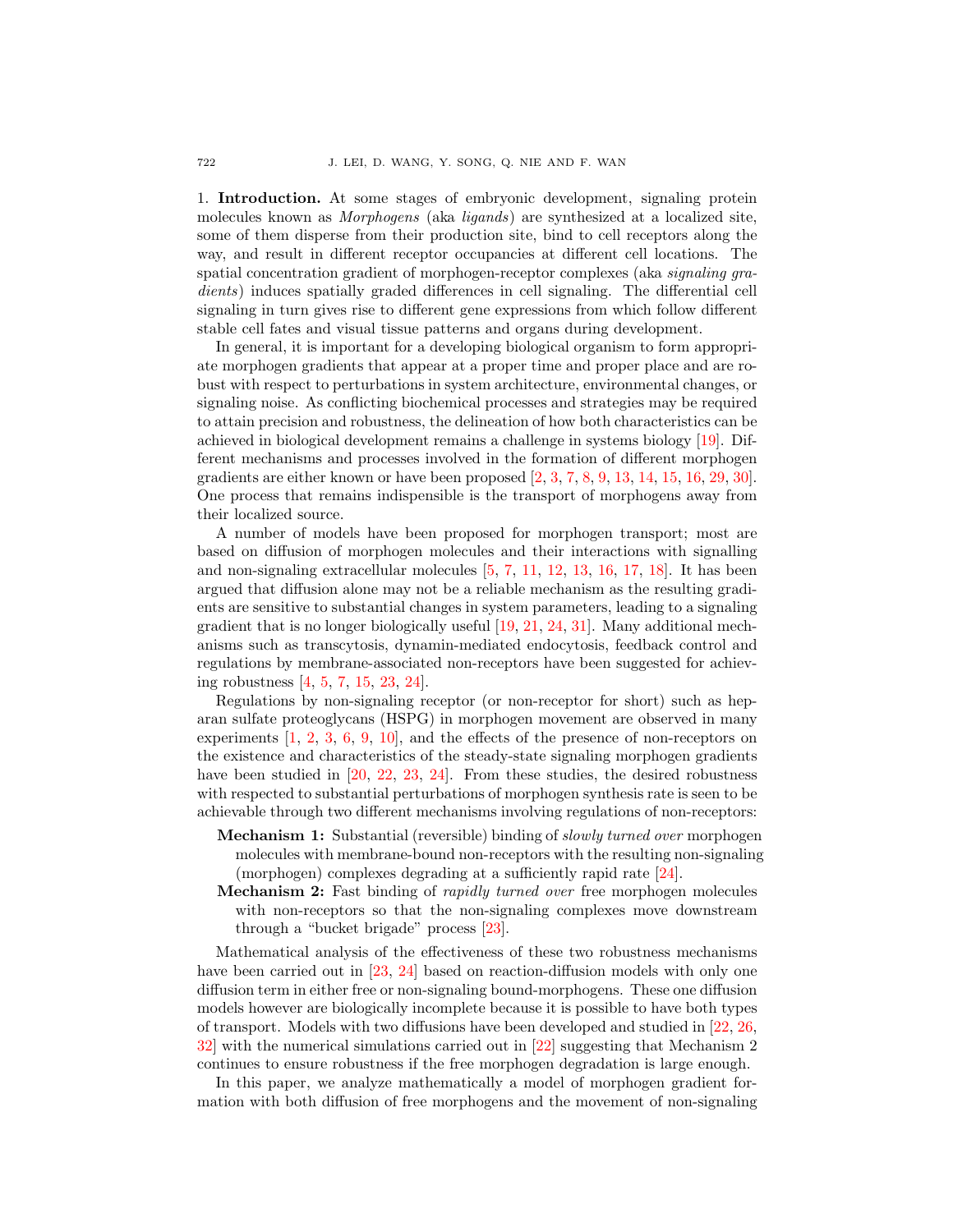## 1. Introduction.

At some stages of embryonic development, signaling protein molecules known as *Morphogens* (aka *ligands*) are synthesized at a localized site, some of them disperse from their production site, bind to cell receptors along the way, and result in different receptor occupancies at different cell locations. The spatial concentration gradient of morphogen-receptor complexes (aka *signaling gradients*) induces spatially graded differences in cell signaling. The differential cell signaling in turn gives rise to different gene expressions from which follow different stable cell fates and visual tissue patterns and organs during development.

In general, it is important for a developing biological organism to form appropriate morphogen gradients that appear at a proper time and proper place and are robust with respect to perturbations in system architecture, environmental changes, or signaling noise. As conflicting biochemical processes and strategies may be required to attain precision and robustness, the delineation of how both characteristics can be achieved in biological development remains a challenge in systems biology [19]. Different mechanisms and processes involved in the formation of different morphogen gradients are either known or have been proposed [2, 3, 7, 8, 9, 13, 14, 15, 16, 29, 30]. One process that remains indispensible is the transport of morphogens away from their localized source.

A number of models have been proposed for morphogen transport; most are based on diffusion of morphogen molecules and their interactions with signalling and non-signaling extracellular molecules [5, 7, 11, 12, 13, 16, 17, 18]. It has been argued that diffusion alone may not be a reliable mechanism as the resulting gradients are sensitive to substantial changes in system parameters, leading to a signaling gradient that is no longer biologically useful [19, 21, 24, 31]. Many additional mechanisms such as transcytosis, dynamin-mediated endocytosis, feedback control and regulations by membrane-associated non-receptors have been suggested for achieving robustness [4, 5, 7, 15, 23, 24].

Regulations by non-signaling receptor (or non-receptor for short) such as heparan sulfate proteoglycans (HSPG) in morphogen movement are observed in many experiments [1, 2, 3, 6, 9, 10], and the effects of the presence of non-receptors on the existence and characteristics of the steady-state signaling morphogen gradients have been studied in [20, 22, 23, 24]. From these studies, the desired robustness with respected to substantial perturbations of morphogen synthesis rate is seen to be achievable through two different mechanisms involving regulations of non-receptors:

- **Mechanism 1:** Substantial (reversible) binding of *slowly turned over* morphogen molecules with membrane-bound non-receptors with the resulting non-signaling (morphogen) complexes degrading at a sufficiently rapid rate [24].
- **Mechanism 2:** Fast binding of *rapidly turned over* free morphogen molecules with non-receptors so that the non-signaling complexes move downstream through a "bucket brigade" process [23].

Mathematical analysis of the effectiveness of these two robustness mechanisms have been carried out in [23, 24] based on reaction-diffusion models with only one diffusion term in either free or non-signaling bound-morphogens. These one diffusion models however are biologically incomplete because it is possible to have both types of transport. Models with two diffusions have been developed and studied in [22, 26, 32] with the numerical simulations carried out in [22] suggesting that Mechanism 2 continues to ensure robustness if the free morphogen degradation is large enough.

In this paper, we analyze mathematically a model of morphogen gradient formation with both diffusion of free morphogens and the movement of non-signaling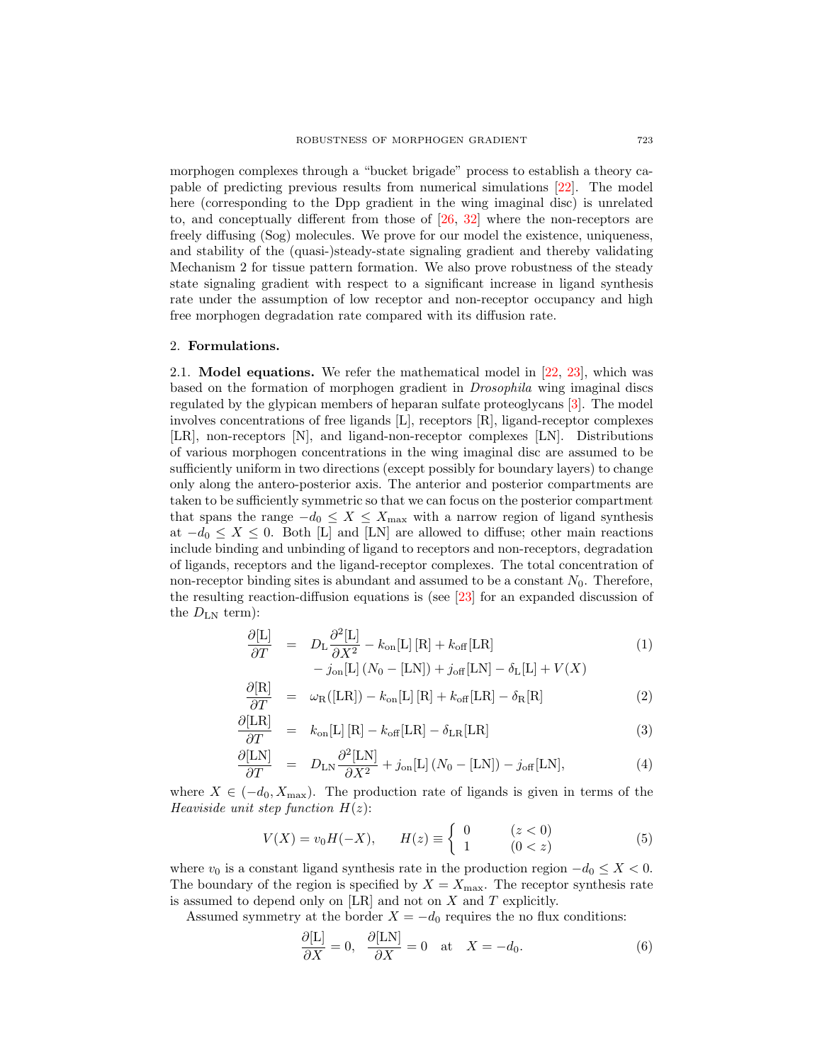morphogen complexes through a "bucket brigade" process to establish a theory capable of predicting previous results from numerical simulations [22]. The model here (corresponding to the Dpp gradient in the wing imaginal disc) is unrelated to, and conceptually different from those of [26, 32] where the non-receptors are freely diffusing (Sog) molecules. We prove for our model the existence, uniqueness, and stability of the (quasi-)steady-state signaling gradient and thereby validating Mechanism 2 for tissue pattern formation. We also prove robustness of the steady state signaling gradient with respect to a significant increase in ligand synthesis rate under the assumption of low receptor and non-receptor occupancy and high free morphogen degradation rate compared with its diffusion rate.

## 2. **Formulations.**

**2.1. Model equations.** We refer the mathematical model in [22, 23], which was based on the formation of morphogen gradient in *Drosophila* wing imaginal discs regulated by the glypican members of heparan sulfate proteoglycans [3]. The model involves concentrations of free ligands [L], receptors [R], ligand-receptor complexes [LR], non-receptors [N], and ligand-non-receptor complexes [LN]. Distributions of various morphogen concentrations in the wing imaginal disc are assumed to be sufficiently uniform in two directions (except possibly for boundary layers) to change only along the antero-posterior axis. The anterior and posterior compartments are taken to be sufficiently symmetric so that we can focus on the posterior compartment that spans the range $-d_0 \leq X \leq X_{\max}$ with a narrow region of ligand synthesis at $-d_0 \leq X \leq 0$. Both [L] and [LN] are allowed to diffuse; other main reactions include binding and unbinding of ligand to receptors and non-receptors, degradation of ligands, receptors and the ligand-receptor complexes. The total concentration of non-receptor binding sites is abundant and assumed to be a constant $N_0$. Therefore, the resulting reaction-diffusion equations is (see [23] for an expanded discussion of the $D_{\mathrm{LN}}$ term):

$$
\begin{aligned}
\frac{\partial[\mathrm{L}]}{\partial T} &= D_{\mathrm{L}}\frac{\partial^2[\mathrm{L}]}{\partial X^2} - k_{\mathrm{on}}[\mathrm{L}]\,[\mathrm{R}] + k_{\mathrm{off}}[\mathrm{LR}] \qquad (1)\\
&\quad - j_{\mathrm{on}}[\mathrm{L}]\,(N_0 - [\mathrm{LN}]) + j_{\mathrm{off}}[\mathrm{LN}] - \delta_{\mathrm{L}}[\mathrm{L}] + V(X)\\
\frac{\partial[\mathrm{R}]}{\partial T} &= \omega_{\mathrm{R}}([\mathrm{LR}]) - k_{\mathrm{on}}[\mathrm{L}]\,[\mathrm{R}] + k_{\mathrm{off}}[\mathrm{LR}] - \delta_{\mathrm{R}}[\mathrm{R}] \qquad (2)\\
\frac{\partial[\mathrm{LR}]}{\partial T} &= k_{\mathrm{on}}[\mathrm{L}]\,[\mathrm{R}] - k_{\mathrm{off}}[\mathrm{LR}] - \delta_{\mathrm{LR}}[\mathrm{LR}] \qquad (3)\\
\frac{\partial[\mathrm{LN}]}{\partial T} &= D_{\mathrm{LN}}\frac{\partial^2[\mathrm{LN}]}{\partial X^2} + j_{\mathrm{on}}[\mathrm{L}]\,(N_0 - [\mathrm{LN}]) - j_{\mathrm{off}}[\mathrm{LN}], \qquad (4)
\end{aligned}
$$

where $X \in (-d_0, X_{\max})$. The production rate of ligands is given in terms of the *Heaviside unit step function* $H(z)$:

$$
V(X) = v_0 H(-X), \qquad H(z) \equiv \begin{cases} 0 & (z < 0) \\ 1 & (0 < z) \end{cases} \qquad (5)
$$

where $v_0$ is a constant ligand synthesis rate in the production region $-d_0 \leq X < 0$. The boundary of the region is specified by $X = X_{\max}$. The receptor synthesis rate is assumed to depend only on [LR] and not on $X$ and $T$ explicitly.

Assumed symmetry at the border $X = -d_0$ requires the no flux conditions:

$$
\frac{\partial[\mathrm{L}]}{\partial X} = 0, \quad \frac{\partial[\mathrm{LN}]}{\partial X} = 0 \quad \text{at} \quad X = -d_0. \qquad (6)
$$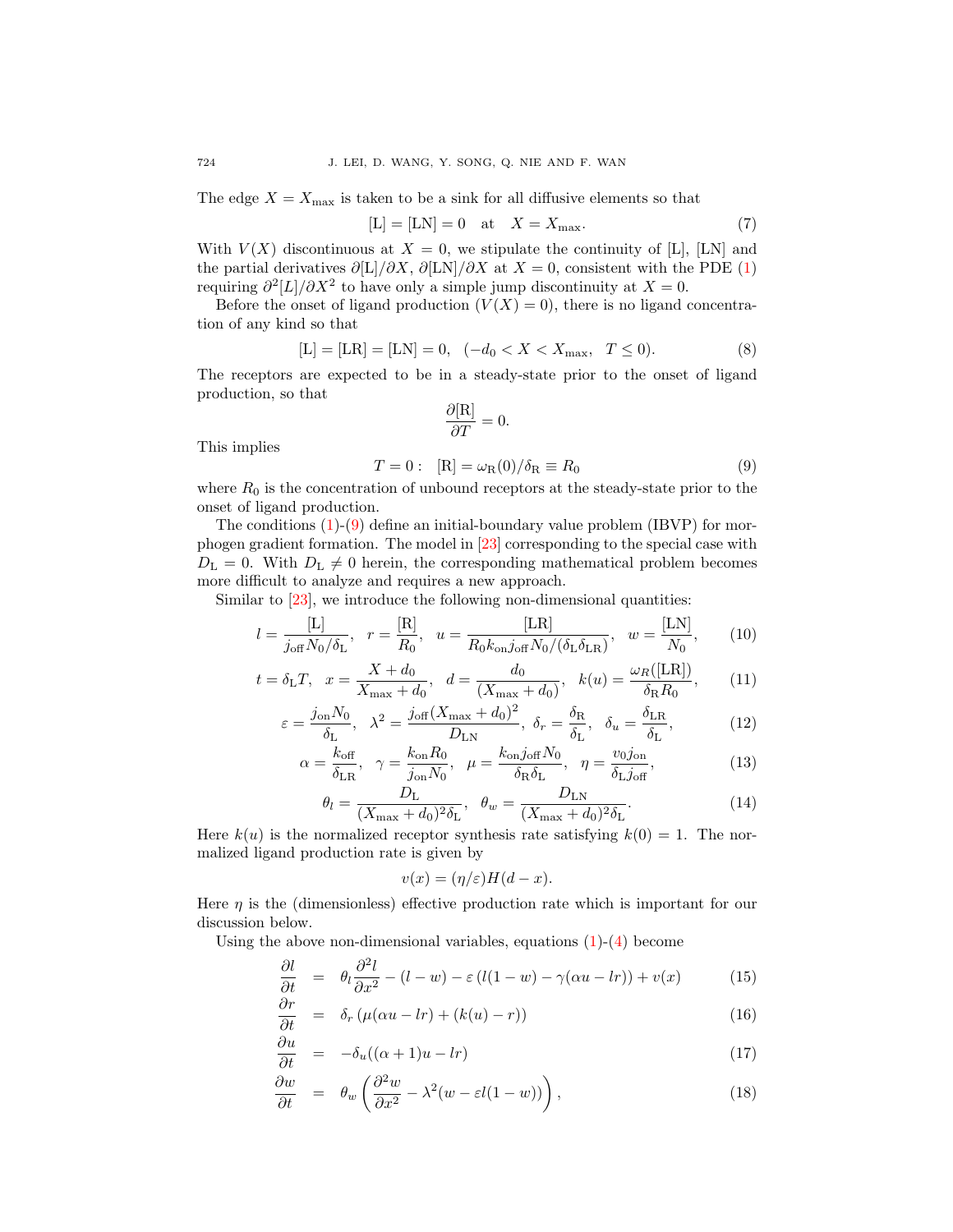The edge $X = X_{\max}$ is taken to be a sink for all diffusive elements so that

$$[\mathrm{L}] = [\mathrm{LN}] = 0 \quad \text{at} \quad X = X_{\max}. \tag{7}$$

With $V(X)$ discontinuous at $X = 0$, we stipulate the continuity of [L], [LN] and the partial derivatives $\partial[\mathrm{L}]/\partial X$, $\partial[\mathrm{LN}]/\partial X$ at $X = 0$, consistent with the PDE (1) requiring $\partial^2[L]/\partial X^2$ to have only a simple jump discontinuity at $X = 0$.

Before the onset of ligand production ($V(X) = 0$), there is no ligand concentration of any kind so that

$$[\mathrm{L}] = [\mathrm{LR}] = [\mathrm{LN}] = 0, \quad (-d_0 < X < X_{\max}, \quad T \leq 0). \tag{8}$$

The receptors are expected to be in a steady-state prior to the onset of ligand production, so that

$$\frac{\partial[\mathrm{R}]}{\partial T} = 0.$$

This implies

$$T = 0: \quad [\mathrm{R}] = \omega_{\mathrm{R}}(0)/\delta_{\mathrm{R}} \equiv R_0 \tag{9}$$

where $R_0$ is the concentration of unbound receptors at the steady-state prior to the onset of ligand production.

The conditions (1)-(9) define an initial-boundary value problem (IBVP) for morphogen gradient formation. The model in [23] corresponding to the special case with $D_{\mathrm{L}} = 0$. With $D_{\mathrm{L}} \neq 0$ herein, the corresponding mathematical problem becomes more difficult to analyze and requires a new approach.

Similar to [23], we introduce the following non-dimensional quantities:

$$l = \frac{[\mathrm{L}]}{j_{\mathrm{off}} N_0/\delta_{\mathrm{L}}}, \quad r = \frac{[\mathrm{R}]}{R_0}, \quad u = \frac{[\mathrm{LR}]}{R_0 k_{\mathrm{on}} j_{\mathrm{off}} N_0/(\delta_{\mathrm{L}}\delta_{\mathrm{LR}})}, \quad w = \frac{[\mathrm{LN}]}{N_0}, \tag{10}$$

$$t = \delta_{\mathrm{L}} T, \quad x = \frac{X + d_0}{X_{\max} + d_0}, \quad d = \frac{d_0}{(X_{\max} + d_0)}, \quad k(u) = \frac{\omega_R([\mathrm{LR}])}{\delta_{\mathrm{R}} R_0}, \tag{11}$$

$$\varepsilon = \frac{j_{\mathrm{on}} N_0}{\delta_{\mathrm{L}}}, \quad \lambda^2 = \frac{j_{\mathrm{off}}(X_{\max} + d_0)^2}{D_{\mathrm{LN}}}, \ \delta_r = \frac{\delta_{\mathrm{R}}}{\delta_{\mathrm{L}}}, \quad \delta_u = \frac{\delta_{\mathrm{LR}}}{\delta_{\mathrm{L}}}, \tag{12}$$

$$\alpha = \frac{k_{\mathrm{off}}}{\delta_{\mathrm{LR}}}, \quad \gamma = \frac{k_{\mathrm{on}} R_0}{j_{\mathrm{on}} N_0}, \quad \mu = \frac{k_{\mathrm{on}} j_{\mathrm{off}} N_0}{\delta_{\mathrm{R}} \delta_{\mathrm{L}}}, \quad \eta = \frac{v_0 j_{\mathrm{on}}}{\delta_{\mathrm{L}} j_{\mathrm{off}}}, \tag{13}$$

$$\theta_l = \frac{D_{\mathrm{L}}}{(X_{\max} + d_0)^2 \delta_{\mathrm{L}}}, \quad \theta_w = \frac{D_{\mathrm{LN}}}{(X_{\max} + d_0)^2 \delta_{\mathrm{L}}}. \tag{14}$$

Here $k(u)$ is the normalized receptor synthesis rate satisfying $k(0) = 1$. The normalized ligand production rate is given by

$$v(x) = (\eta/\varepsilon) H(d - x).$$

Here $\eta$ is the (dimensionless) effective production rate which is important for our discussion below.

Using the above non-dimensional variables, equations (1)-(4) become

$$\frac{\partial l}{\partial t} = \theta_l \frac{\partial^2 l}{\partial x^2} - (l - w) - \varepsilon\left(l(1 - w) - \gamma(\alpha u - lr)\right) + v(x) \tag{15}$$

$$\frac{\partial r}{\partial t} = \delta_r \left(\mu(\alpha u - lr) + (k(u) - r)\right) \tag{16}$$

$$\frac{\partial u}{\partial t} = -\delta_u((\alpha + 1)u - lr) \tag{17}$$

$$\frac{\partial w}{\partial t} = \theta_w \left(\frac{\partial^2 w}{\partial x^2} - \lambda^2(w - \varepsilon l(1 - w))\right), \tag{18}$$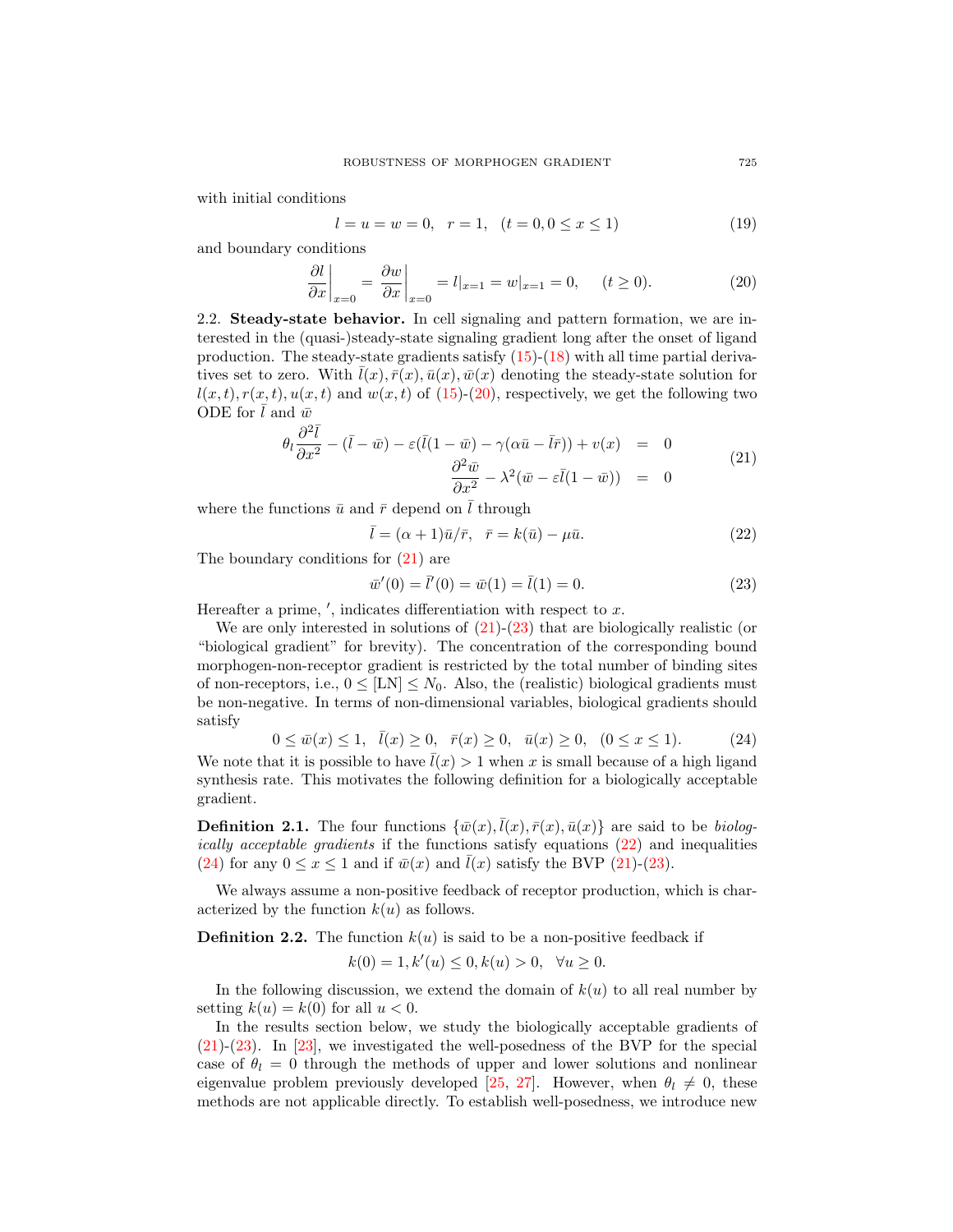with initial conditions

$$l = u = w = 0, \quad r = 1, \quad (t = 0, 0 \leq x \leq 1) \tag{19}$$

and boundary conditions

$$\left.\frac{\partial l}{\partial x}\right|_{x=0} = \left.\frac{\partial w}{\partial x}\right|_{x=0} = l|_{x=1} = w|_{x=1} = 0, \quad (t \geq 0). \tag{20}$$

2.2. **Steady-state behavior.** In cell signaling and pattern formation, we are interested in the (quasi-)steady-state signaling gradient long after the onset of ligand production. The steady-state gradients satisfy (15)-(18) with all time partial derivatives set to zero. With $\bar{l}(x), \bar{r}(x), \bar{u}(x), \bar{w}(x)$ denoting the steady-state solution for $l(x,t), r(x,t), u(x,t)$ and $w(x,t)$ of (15)-(20), respectively, we get the following two ODE for $\bar{l}$ and $\bar{w}$

$$\begin{aligned} \theta_l \frac{\partial^2 \bar{l}}{\partial x^2} - (\bar{l} - \bar{w}) - \varepsilon(\bar{l}(1-\bar{w}) - \gamma(\alpha\bar{u} - \bar{l}\bar{r})) + v(x) &= 0 \\ \frac{\partial^2 \bar{w}}{\partial x^2} - \lambda^2(\bar{w} - \varepsilon\bar{l}(1-\bar{w})) &= 0 \end{aligned} \tag{21}$$

where the functions $\bar{u}$ and $\bar{r}$ depend on $\bar{l}$ through

$$\bar{l} = (\alpha+1)\bar{u}/\bar{r}, \quad \bar{r} = k(\bar{u}) - \mu\bar{u}. \tag{22}$$

The boundary conditions for (21) are

$$\bar{w}'(0) = \bar{l}'(0) = \bar{w}(1) = \bar{l}(1) = 0. \tag{23}$$

Hereafter a prime, $'$, indicates differentiation with respect to $x$.

We are only interested in solutions of (21)-(23) that are biologically realistic (or "biological gradient" for brevity). The concentration of the corresponding bound morphogen-non-receptor gradient is restricted by the total number of binding sites of non-receptors, i.e., $0 \leq [\mathrm{LN}] \leq N_0$. Also, the (realistic) biological gradients must be non-negative. In terms of non-dimensional variables, biological gradients should satisfy

$$0 \leq \bar{w}(x) \leq 1, \quad \bar{l}(x) \geq 0, \quad \bar{r}(x) \geq 0, \quad \bar{u}(x) \geq 0, \quad (0 \leq x \leq 1). \tag{24}$$

We note that it is possible to have $\bar{l}(x) > 1$ when $x$ is small because of a high ligand synthesis rate. This motivates the following definition for a biologically acceptable gradient.

**Definition 2.1.** The four functions $\{\bar{w}(x), \bar{l}(x), \bar{r}(x), \bar{u}(x)\}$ are said to be *biologically acceptable gradients* if the functions satisfy equations (22) and inequalities (24) for any $0 \leq x \leq 1$ and if $\bar{w}(x)$ and $\bar{l}(x)$ satisfy the BVP (21)-(23).

We always assume a non-positive feedback of receptor production, which is characterized by the function $k(u)$ as follows.

**Definition 2.2.** The function $k(u)$ is said to be a non-positive feedback if

$$k(0) = 1, k'(u) \leq 0, k(u) > 0, \quad \forall u \geq 0.$$

In the following discussion, we extend the domain of $k(u)$ to all real number by setting $k(u) = k(0)$ for all $u < 0$.

In the results section below, we study the biologically acceptable gradients of (21)-(23). In [23], we investigated the well-posedness of the BVP for the special case of $\theta_l = 0$ through the methods of upper and lower solutions and nonlinear eigenvalue problem previously developed [25, 27]. However, when $\theta_l \neq 0$, these methods are not applicable directly. To establish well-posedness, we introduce new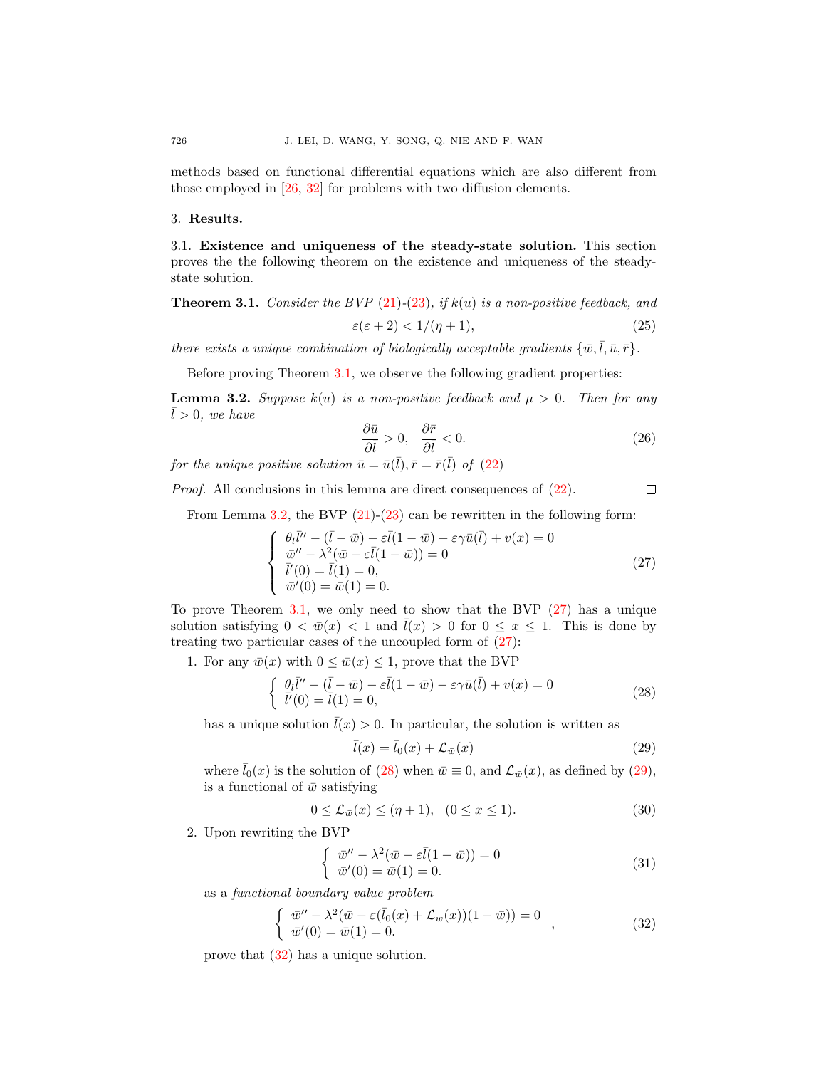methods based on functional differential equations which are also different from those employed in [26, 32] for problems with two diffusion elements.

## 3. **Results.**

### 3.1. **Existence and uniqueness of the steady-state solution.**

This section proves the the following theorem on the existence and uniqueness of the steady-state solution.

**Theorem 3.1.** *Consider the BVP (21)-(23), if $k(u)$ is a non-positive feedback, and*

$$\varepsilon(\varepsilon + 2) < 1/(\eta + 1), \tag{25}$$

*there exists a unique combination of biologically acceptable gradients $\{\bar{w}, \bar{l}, \bar{u}, \bar{r}\}$.*

Before proving Theorem 3.1, we observe the following gradient properties:

**Lemma 3.2.** *Suppose $k(u)$ is a non-positive feedback and $\mu > 0$. Then for any $\bar{l} > 0$, we have*

$$\frac{\partial \bar{u}}{\partial \bar{l}} > 0, \quad \frac{\partial \bar{r}}{\partial \bar{l}} < 0. \tag{26}$$

*for the unique positive solution $\bar{u} = \bar{u}(\bar{l}), \bar{r} = \bar{r}(\bar{l})$ of (22)*

*Proof.* All conclusions in this lemma are direct consequences of (22). □

From Lemma 3.2, the BVP (21)-(23) can be rewritten in the following form:

$$\begin{cases} \theta_l \bar{l}'' - (\bar{l} - \bar{w}) - \varepsilon \bar{l}(1 - \bar{w}) - \varepsilon\gamma\bar{u}(\bar{l}) + v(x) = 0 \\ \bar{w}'' - \lambda^2(\bar{w} - \varepsilon \bar{l}(1 - \bar{w})) = 0 \\ \bar{l}'(0) = \bar{l}(1) = 0, \\ \bar{w}'(0) = \bar{w}(1) = 0. \end{cases} \tag{27}$$

To prove Theorem 3.1, we only need to show that the BVP (27) has a unique solution satisfying $0 < \bar{w}(x) < 1$ and $\bar{l}(x) > 0$ for $0 \le x \le 1$. This is done by treating two particular cases of the uncoupled form of (27):

1. For any $\bar{w}(x)$ with $0 \le \bar{w}(x) \le 1$, prove that the BVP

$$\begin{cases} \theta_l \bar{l}'' - (\bar{l} - \bar{w}) - \varepsilon \bar{l}(1 - \bar{w}) - \varepsilon\gamma\bar{u}(\bar{l}) + v(x) = 0 \\ \bar{l}'(0) = \bar{l}(1) = 0, \end{cases} \tag{28}$$

   has a unique solution $\bar{l}(x) > 0$. In particular, the solution is written as

$$\bar{l}(x) = \bar{l}_0(x) + \mathcal{L}_{\bar{w}}(x) \tag{29}$$

   where $\bar{l}_0(x)$ is the solution of (28) when $\bar{w} \equiv 0$, and $\mathcal{L}_{\bar{w}}(x)$, as defined by (29), is a functional of $\bar{w}$ satisfying

$$0 \le \mathcal{L}_{\bar{w}}(x) \le (\eta + 1), \quad (0 \le x \le 1). \tag{30}$$

2. Upon rewriting the BVP

$$\begin{cases} \bar{w}'' - \lambda^2(\bar{w} - \varepsilon \bar{l}(1 - \bar{w})) = 0 \\ \bar{w}'(0) = \bar{w}(1) = 0. \end{cases} \tag{31}$$

   as a *functional boundary value problem*

$$\begin{cases} \bar{w}'' - \lambda^2(\bar{w} - \varepsilon(\bar{l}_0(x) + \mathcal{L}_{\bar{w}}(x))(1 - \bar{w})) = 0 \\ \bar{w}'(0) = \bar{w}(1) = 0. \end{cases}, \tag{32}$$

   prove that (32) has a unique solution.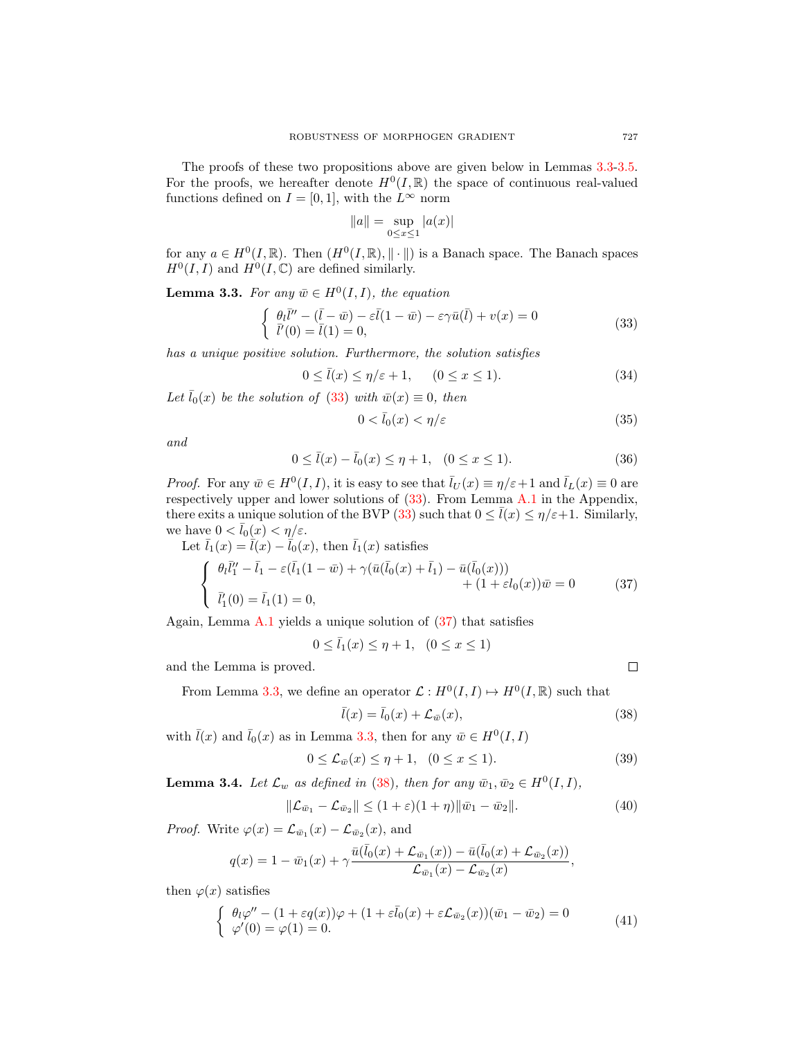The proofs of these two propositions above are given below in Lemmas 3.3-3.5. For the proofs, we hereafter denote $H^0(I,\mathbb{R})$ the space of continuous real-valued functions defined on $I=[0,1]$, with the $L^\infty$ norm

$$\|a\| = \sup_{0\le x\le 1} |a(x)|$$

for any $a \in H^0(I,\mathbb{R})$. Then $(H^0(I,\mathbb{R}), \|\cdot\|)$ is a Banach space. The Banach spaces $H^0(I,I)$ and $H^0(I,\mathbb{C})$ are defined similarly.

**Lemma 3.3.** *For any $\bar{w} \in H^0(I,I)$, the equation*

$$\left\{\begin{array}{l} \theta_l \bar{l}'' - (\bar{l}-\bar{w}) - \varepsilon \bar{l}(1-\bar{w}) - \varepsilon\gamma \bar{u}(\bar{l}) + v(x) = 0 \\ \bar{l}'(0) = \bar{l}(1) = 0, \end{array}\right. \tag{33}$$

*has a unique positive solution. Furthermore, the solution satisfies*

$$0 \le \bar{l}(x) \le \eta/\varepsilon + 1, \qquad (0 \le x \le 1). \tag{34}$$

*Let $\bar{l}_0(x)$ be the solution of (33) with $\bar{w}(x)\equiv 0$, then*

$$0 < \bar{l}_0(x) < \eta/\varepsilon \tag{35}$$

*and*

$$0 \le \bar{l}(x) - \bar{l}_0(x) \le \eta + 1, \quad (0 \le x \le 1). \tag{36}$$

*Proof.* For any $\bar{w} \in H^0(I,I)$, it is easy to see that $\bar{l}_U(x) \equiv \eta/\varepsilon + 1$ and $\bar{l}_L(x) \equiv 0$ are respectively upper and lower solutions of (33). From Lemma A.1 in the Appendix, there exits a unique solution of the BVP (33) such that $0 \le \bar{l}(x) \le \eta/\varepsilon + 1$. Similarly, we have $0 < \bar{l}_0(x) < \eta/\varepsilon$.

Let $\bar{l}_1(x) = \bar{l}(x) - \bar{l}_0(x)$, then $\bar{l}_1(x)$ satisfies

$$\left\{\begin{array}{l} \theta_l \bar{l}_1'' - \bar{l}_1 - \varepsilon(\bar{l}_1(1-\bar{w}) + \gamma(\bar{u}(\bar{l}_0(x)+\bar{l}_1) - \bar{u}(\bar{l}_0(x))) \\ \qquad\qquad\qquad\qquad\qquad\qquad + (1+\varepsilon l_0(x))\bar{w} = 0 \\ \bar{l}_1'(0) = \bar{l}_1(1) = 0, \end{array}\right. \tag{37}$$

Again, Lemma A.1 yields a unique solution of (37) that satisfies

$$0 \le \bar{l}_1(x) \le \eta + 1, \quad (0 \le x \le 1)$$

and the Lemma is proved. $\square$

From Lemma 3.3, we define an operator $\mathcal{L}: H^0(I,I) \mapsto H^0(I,\mathbb{R})$ such that

$$\bar{l}(x) = \bar{l}_0(x) + \mathcal{L}_{\bar{w}}(x), \tag{38}$$

with $\bar{l}(x)$ and $\bar{l}_0(x)$ as in Lemma 3.3, then for any $\bar{w} \in H^0(I,I)$

$$0 \le \mathcal{L}_{\bar{w}}(x) \le \eta + 1, \quad (0 \le x \le 1). \tag{39}$$

**Lemma 3.4.** *Let $\mathcal{L}_w$ as defined in (38), then for any $\bar{w}_1, \bar{w}_2 \in H^0(I,I)$,*

$$\|\mathcal{L}_{\bar{w}_1} - \mathcal{L}_{\bar{w}_2}\| \le (1+\varepsilon)(1+\eta)\|\bar{w}_1 - \bar{w}_2\|. \tag{40}$$

*Proof.* Write $\varphi(x) = \mathcal{L}_{\bar{w}_1}(x) - \mathcal{L}_{\bar{w}_2}(x)$, and

$$q(x) = 1 - \bar{w}_1(x) + \gamma \frac{\bar{u}(\bar{l}_0(x) + \mathcal{L}_{\bar{w}_1}(x)) - \bar{u}(\bar{l}_0(x) + \mathcal{L}_{\bar{w}_2}(x))}{\mathcal{L}_{\bar{w}_1}(x) - \mathcal{L}_{\bar{w}_2}(x)},$$

then $\varphi(x)$ satisfies

$$\left\{\begin{array}{l} \theta_l \varphi'' - (1+\varepsilon q(x))\varphi + (1 + \varepsilon \bar{l}_0(x) + \varepsilon \mathcal{L}_{\bar{w}_2}(x))(\bar{w}_1 - \bar{w}_2) = 0 \\ \varphi'(0) = \varphi(1) = 0. \end{array}\right. \tag{41}$$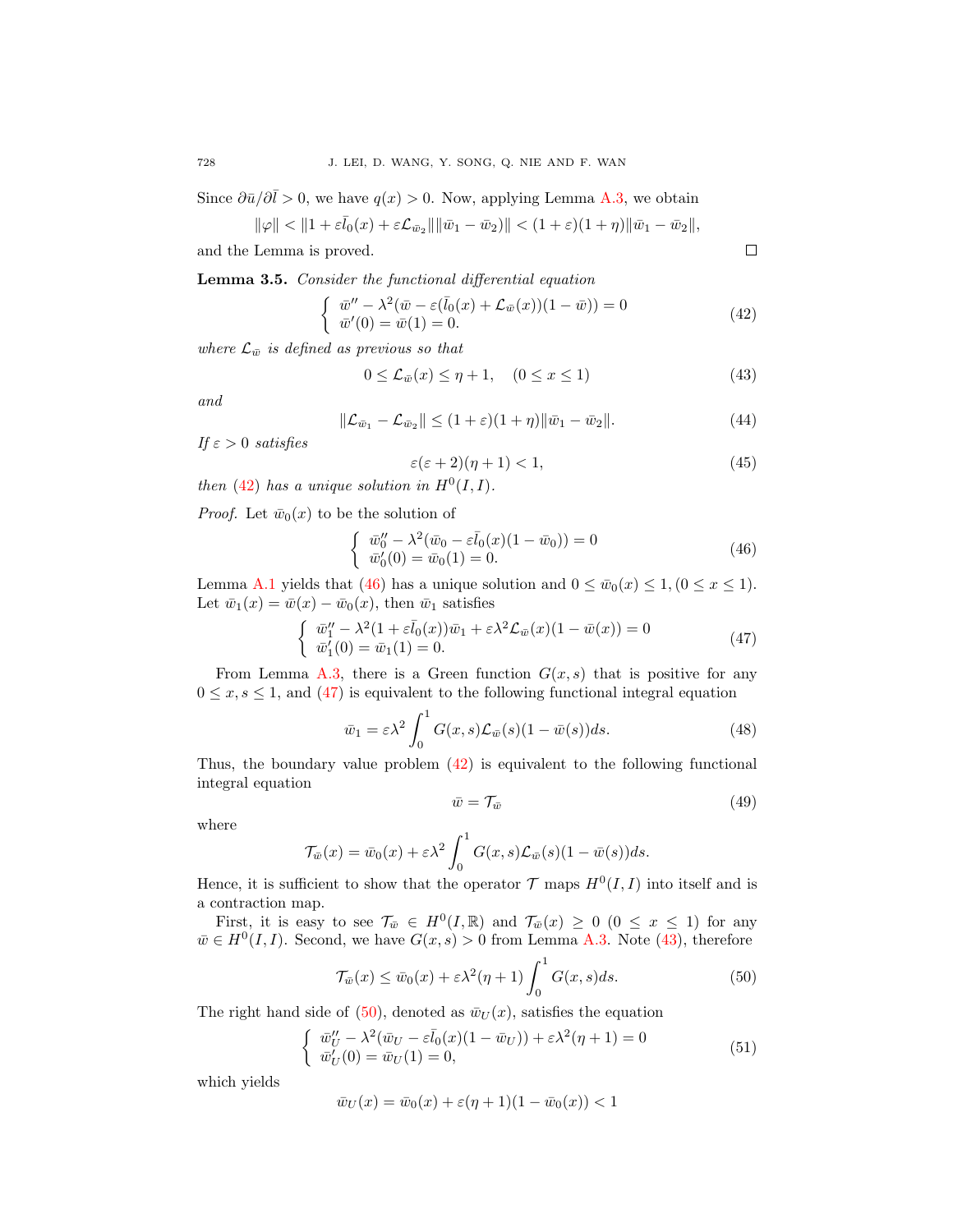Since $\partial \bar{u}/\partial \bar{l} > 0$, we have $q(x) > 0$. Now, applying Lemma A.3, we obtain

$$\|\varphi\| < \|1 + \varepsilon \bar{l}_0(x) + \varepsilon \mathcal{L}_{\bar{w}_2}\| \|\bar{w}_1 - \bar{w}_2\| < (1+\varepsilon)(1+\eta)\|\bar{w}_1 - \bar{w}_2\|,$$

and the Lemma is proved. ☐

**Lemma 3.5.** *Consider the functional differential equation*

$$\begin{cases} \bar{w}'' - \lambda^2(\bar{w} - \varepsilon(\bar{l}_0(x) + \mathcal{L}_{\bar{w}}(x))(1 - \bar{w})) = 0 \\ \bar{w}'(0) = \bar{w}(1) = 0. \end{cases} \tag{42}$$

*where $\mathcal{L}_{\bar{w}}$ is defined as previous so that*

$$0 \le \mathcal{L}_{\bar{w}}(x) \le \eta + 1, \quad (0 \le x \le 1) \tag{43}$$

*and*

$$\|\mathcal{L}_{\bar{w}_1} - \mathcal{L}_{\bar{w}_2}\| \le (1+\varepsilon)(1+\eta)\|\bar{w}_1 - \bar{w}_2\|. \tag{44}$$

*If $\varepsilon > 0$ satisfies*

$$\varepsilon(\varepsilon + 2)(\eta + 1) < 1, \tag{45}$$

*then (42) has a unique solution in $H^0(I, I)$.*

*Proof.* Let $\bar{w}_0(x)$ to be the solution of

$$\begin{cases} \bar{w}_0'' - \lambda^2(\bar{w}_0 - \varepsilon \bar{l}_0(x)(1 - \bar{w}_0)) = 0 \\ \bar{w}_0'(0) = \bar{w}_0(1) = 0. \end{cases} \tag{46}$$

Lemma A.1 yields that (46) has a unique solution and $0 \le \bar{w}_0(x) \le 1, (0 \le x \le 1)$. Let $\bar{w}_1(x) = \bar{w}(x) - \bar{w}_0(x)$, then $\bar{w}_1$ satisfies

$$\begin{cases} \bar{w}_1'' - \lambda^2(1 + \varepsilon \bar{l}_0(x))\bar{w}_1 + \varepsilon \lambda^2 \mathcal{L}_{\bar{w}}(x)(1 - \bar{w}(x)) = 0 \\ \bar{w}_1'(0) = \bar{w}_1(1) = 0. \end{cases} \tag{47}$$

From Lemma A.3, there is a Green function $G(x,s)$ that is positive for any $0 \le x, s \le 1$, and (47) is equivalent to the following functional integral equation

$$\bar{w}_1 = \varepsilon \lambda^2 \int_0^1 G(x,s)\mathcal{L}_{\bar{w}}(s)(1 - \bar{w}(s))ds. \tag{48}$$

Thus, the boundary value problem (42) is equivalent to the following functional integral equation

$$\bar{w} = \mathcal{T}_{\bar{w}} \tag{49}$$

where

$$\mathcal{T}_{\bar{w}}(x) = \bar{w}_0(x) + \varepsilon \lambda^2 \int_0^1 G(x,s)\mathcal{L}_{\bar{w}}(s)(1 - \bar{w}(s))ds.$$

Hence, it is sufficient to show that the operator $\mathcal{T}$ maps $H^0(I, I)$ into itself and is a contraction map.

First, it is easy to see $\mathcal{T}_{\bar{w}} \in H^0(I, \mathbb{R})$ and $\mathcal{T}_{\bar{w}}(x) \ge 0$ $(0 \le x \le 1)$ for any $\bar{w} \in H^0(I, I)$. Second, we have $G(x,s) > 0$ from Lemma A.3. Note (43), therefore

$$\mathcal{T}_{\bar{w}}(x) \le \bar{w}_0(x) + \varepsilon \lambda^2 (\eta + 1) \int_0^1 G(x,s)ds. \tag{50}$$

The right hand side of (50), denoted as $\bar{w}_U(x)$, satisfies the equation

$$\begin{cases} \bar{w}_U'' - \lambda^2(\bar{w}_U - \varepsilon \bar{l}_0(x)(1 - \bar{w}_U)) + \varepsilon \lambda^2(\eta + 1) = 0 \\ \bar{w}_U'(0) = \bar{w}_U(1) = 0, \end{cases} \tag{51}$$

which yields

$$\bar{w}_U(x) = \bar{w}_0(x) + \varepsilon(\eta + 1)(1 - \bar{w}_0(x)) < 1$$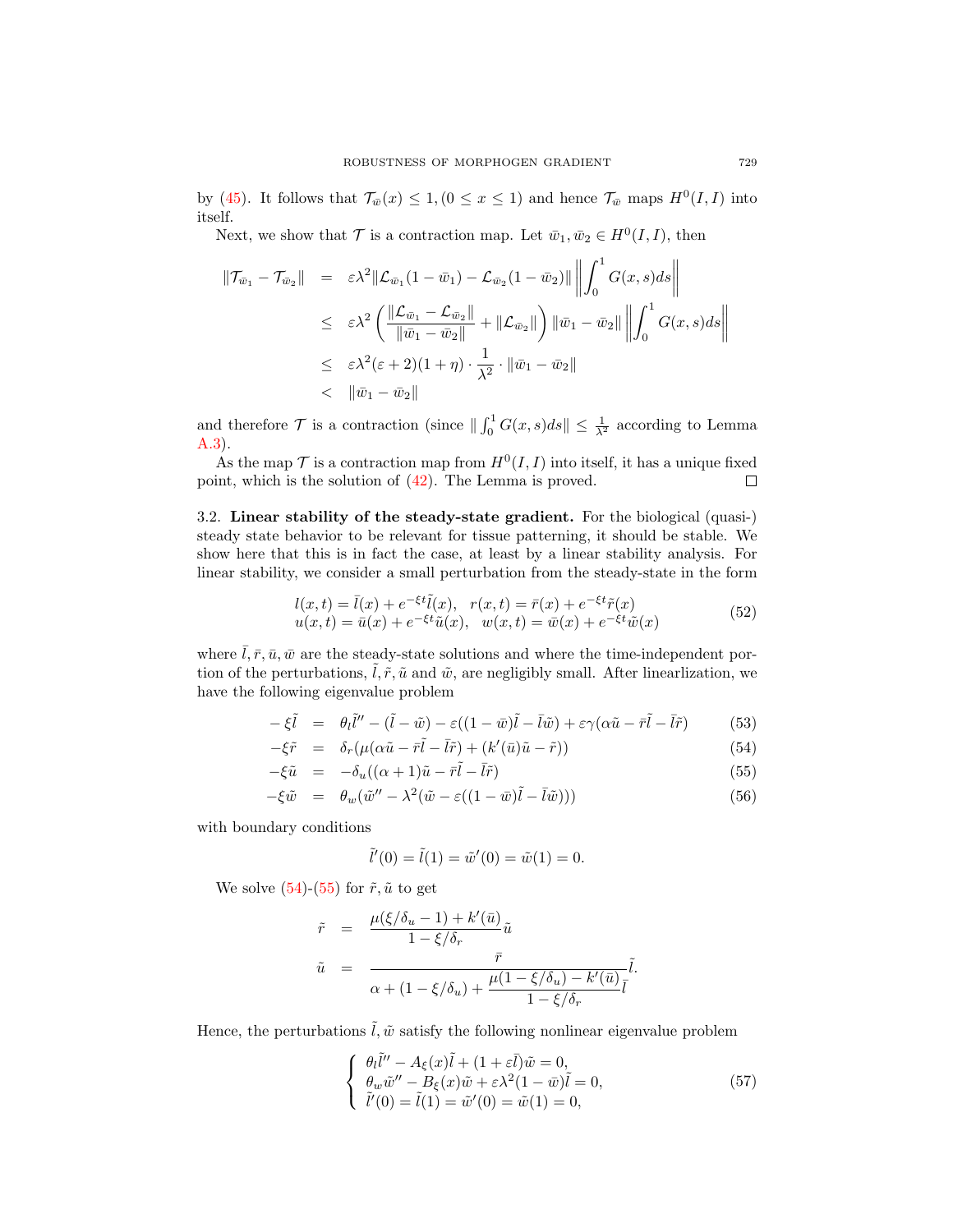by (45). It follows that $\mathcal{T}_{\bar{w}}(x) \leq 1, (0 \leq x \leq 1)$ and hence $\mathcal{T}_{\bar{w}}$ maps $H^0(I, I)$ into itself.

Next, we show that $\mathcal{T}$ is a contraction map. Let $\bar{w}_1, \bar{w}_2 \in H^0(I, I)$, then

$$
\begin{aligned}
\|\mathcal{T}_{\bar{w}_1} - \mathcal{T}_{\bar{w}_2}\| &= \varepsilon\lambda^2 \|\mathcal{L}_{\bar{w}_1}(1-\bar{w}_1) - \mathcal{L}_{\bar{w}_2}(1-\bar{w}_2)\| \left\| \int_0^1 G(x,s)ds \right\| \\
&\leq \varepsilon\lambda^2 \left( \frac{\|\mathcal{L}_{\bar{w}_1} - \mathcal{L}_{\bar{w}_2}\|}{\|\bar{w}_1 - \bar{w}_2\|} + \|\mathcal{L}_{\bar{w}_2}\| \right) \|\bar{w}_1 - \bar{w}_2\| \left\| \int_0^1 G(x,s)ds \right\| \\
&\leq \varepsilon\lambda^2(\varepsilon+2)(1+\eta) \cdot \frac{1}{\lambda^2} \cdot \|\bar{w}_1 - \bar{w}_2\| \\
&< \|\bar{w}_1 - \bar{w}_2\|
\end{aligned}
$$

and therefore $\mathcal{T}$ is a contraction (since $\| \int_0^1 G(x,s)ds\| \leq \frac{1}{\lambda^2}$ according to Lemma A.3).

As the map $\mathcal{T}$ is a contraction map from $H^0(I, I)$ into itself, it has a unique fixed point, which is the solution of (42). The Lemma is proved. □

3.2. **Linear stability of the steady-state gradient.** For the biological (quasi-) steady state behavior to be relevant for tissue patterning, it should be stable. We show here that this is in fact the case, at least by a linear stability analysis. For linear stability, we consider a small perturbation from the steady-state in the form

$$
\begin{array}{ll}
l(x,t) = \bar{l}(x) + e^{-\xi t}\tilde{l}(x), & r(x,t) = \bar{r}(x) + e^{-\xi t}\tilde{r}(x) \\
u(x,t) = \bar{u}(x) + e^{-\xi t}\tilde{u}(x), & w(x,t) = \bar{w}(x) + e^{-\xi t}\tilde{w}(x)
\end{array}
\tag{52}
$$

where $\bar{l}, \bar{r}, \bar{u}, \bar{w}$ are the steady-state solutions and where the time-independent portion of the perturbations, $\tilde{l}, \tilde{r}, \tilde{u}$ and $\tilde{w}$, are negligibly small. After linearlization, we have the following eigenvalue problem

$$
-\xi\tilde{l} = \theta_l\tilde{l}'' - (\tilde{l} - \tilde{w}) - \varepsilon((1-\bar{w})\tilde{l} - \bar{l}\tilde{w}) + \varepsilon\gamma(\alpha\tilde{u} - \bar{r}\tilde{l} - \bar{l}\tilde{r}) \tag{53}
$$

$$
-\xi\tilde{r} = \delta_r(\mu(\alpha\tilde{u} - \bar{r}\tilde{l} - \bar{l}\tilde{r}) + (k'(\bar{u})\tilde{u} - \tilde{r})) \tag{54}
$$

$$
-\xi\tilde{u} = -\delta_u((\alpha+1)\tilde{u} - \bar{r}\tilde{l} - \bar{l}\tilde{r}) \tag{55}
$$

$$
-\xi\tilde{w} = \theta_w(\tilde{w}'' - \lambda^2(\tilde{w} - \varepsilon((1-\bar{w})\tilde{l} - \bar{l}\tilde{w}))) \tag{56}
$$

with boundary conditions

$$
\tilde{l}'(0) = \tilde{l}(1) = \tilde{w}'(0) = \tilde{w}(1) = 0.
$$

We solve (54)-(55) for $\tilde{r}, \tilde{u}$ to get

$$
\begin{aligned}
\tilde{r} &= \frac{\mu(\xi/\delta_u - 1) + k'(\bar{u})}{1 - \xi/\delta_r}\tilde{u} \\
\tilde{u} &= \frac{\bar{r}}{\alpha + (1 - \xi/\delta_u) + \dfrac{\mu(1-\xi/\delta_u) - k'(\bar{u})}{1-\xi/\delta_r}\bar{l}}\tilde{l}.
\end{aligned}
$$

Hence, the perturbations $\tilde{l}, \tilde{w}$ satisfy the following nonlinear eigenvalue problem

$$
\left\{
\begin{array}{l}
\theta_l\tilde{l}'' - A_\xi(x)\tilde{l} + (1+\varepsilon\bar{l})\tilde{w} = 0, \\
\theta_w\tilde{w}'' - B_\xi(x)\tilde{w} + \varepsilon\lambda^2(1-\bar{w})\tilde{l} = 0, \\
\tilde{l}'(0) = \tilde{l}(1) = \tilde{w}'(0) = \tilde{w}(1) = 0,
\end{array}
\right.
\tag{57}
$$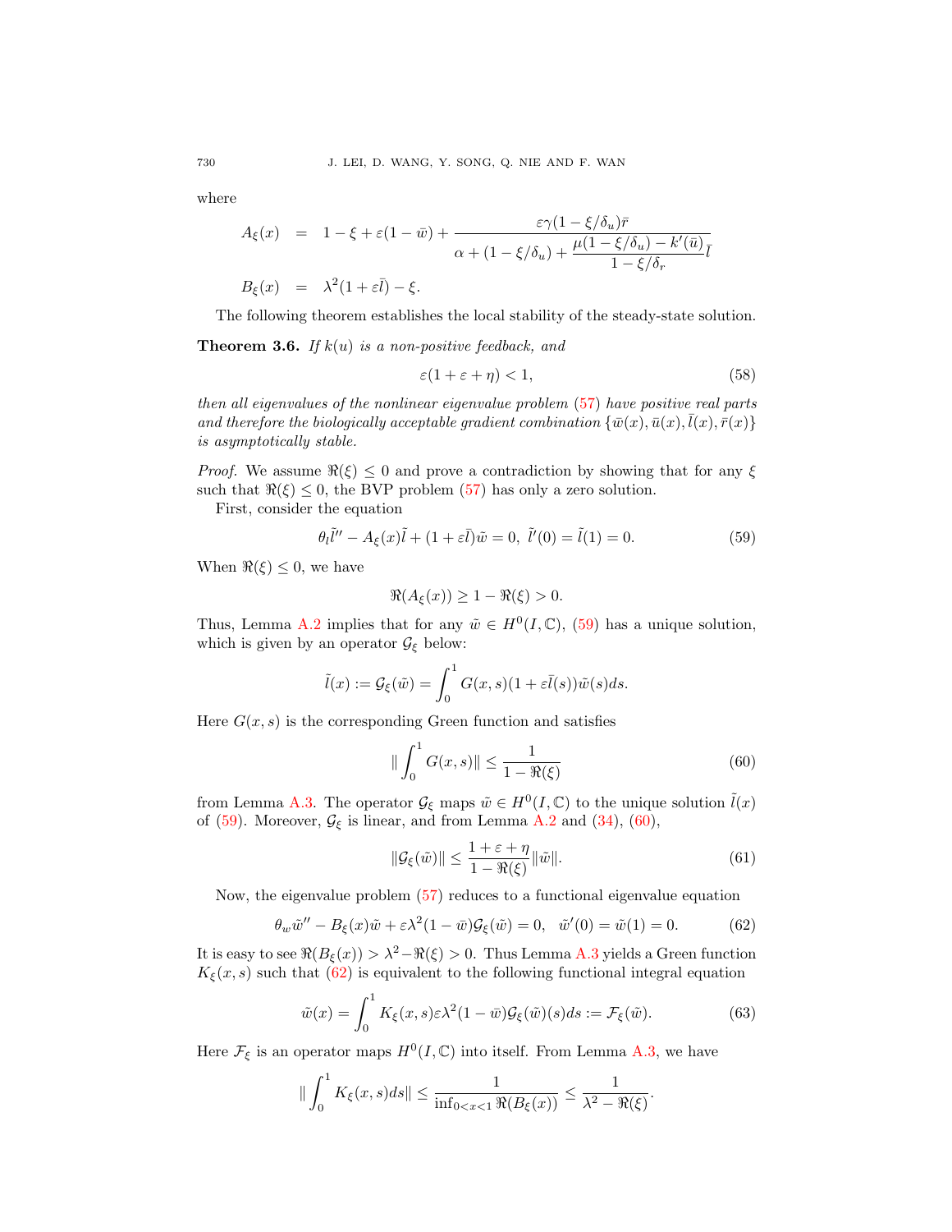where

$$
\begin{aligned}
A_\xi(x) &= 1-\xi+\varepsilon(1-\bar{w})+\frac{\varepsilon\gamma(1-\xi/\delta_u)\bar{r}}{\alpha+(1-\xi/\delta_u)+\dfrac{\mu(1-\xi/\delta_u)-k'(\bar{u})}{1-\xi/\delta_r}\bar{l}} \\
B_\xi(x) &= \lambda^2(1+\varepsilon\bar{l})-\xi.
\end{aligned}
$$

The following theorem establishes the local stability of the steady-state solution.

**Theorem 3.6.** *If $k(u)$ is a non-positive feedback, and*

$$
\varepsilon(1+\varepsilon+\eta)<1, \tag{58}
$$

*then all eigenvalues of the nonlinear eigenvalue problem (57) have positive real parts and therefore the biologically acceptable gradient combination $\{\bar{w}(x),\bar{u}(x),\bar{l}(x),\bar{r}(x)\}$ is asymptotically stable.*

*Proof.* We assume $\Re(\xi)\le 0$ and prove a contradiction by showing that for any $\xi$ such that $\Re(\xi)\le 0$, the BVP problem (57) has only a zero solution.

First, consider the equation

$$
\theta_l\tilde{l}''-A_\xi(x)\tilde{l}+(1+\varepsilon\bar{l})\tilde{w}=0,\ \tilde{l}'(0)=\tilde{l}(1)=0. \tag{59}
$$

When $\Re(\xi)\le 0$, we have

$$
\Re(A_\xi(x))\ge 1-\Re(\xi)>0.
$$

Thus, Lemma A.2 implies that for any $\tilde{w}\in H^0(I,\mathbb{C})$, (59) has a unique solution, which is given by an operator $\mathcal{G}_\xi$ below:

$$
\tilde{l}(x):=\mathcal{G}_\xi(\tilde{w})=\int_0^1 G(x,s)(1+\varepsilon\bar{l}(s))\tilde{w}(s)ds.
$$

Here $G(x,s)$ is the corresponding Green function and satisfies

$$
\left\|\int_0^1 G(x,s)\right\|\le\frac{1}{1-\Re(\xi)} \tag{60}
$$

from Lemma A.3. The operator $\mathcal{G}_\xi$ maps $\tilde{w}\in H^0(I,\mathbb{C})$ to the unique solution $\tilde{l}(x)$ of (59). Moreover, $\mathcal{G}_\xi$ is linear, and from Lemma A.2 and (34), (60),

$$
\|\mathcal{G}_\xi(\tilde{w})\|\le\frac{1+\varepsilon+\eta}{1-\Re(\xi)}\|\tilde{w}\|. \tag{61}
$$

Now, the eigenvalue problem (57) reduces to a functional eigenvalue equation

$$
\theta_w\tilde{w}''-B_\xi(x)\tilde{w}+\varepsilon\lambda^2(1-\bar{w})\mathcal{G}_\xi(\tilde{w})=0,\quad \tilde{w}'(0)=\tilde{w}(1)=0. \tag{62}
$$

It is easy to see $\Re(B_\xi(x))>\lambda^2-\Re(\xi)>0$. Thus Lemma A.3 yields a Green function $K_\xi(x,s)$ such that (62) is equivalent to the following functional integral equation

$$
\tilde{w}(x)=\int_0^1 K_\xi(x,s)\varepsilon\lambda^2(1-\bar{w})\mathcal{G}_\xi(\tilde{w})(s)ds:=\mathcal{F}_\xi(\tilde{w}). \tag{63}
$$

Here $\mathcal{F}_\xi$ is an operator maps $H^0(I,\mathbb{C})$ into itself. From Lemma A.3, we have

$$
\left\|\int_0^1 K_\xi(x,s)ds\right\|\le\frac{1}{\inf_{0<x<1}\Re(B_\xi(x))}\le\frac{1}{\lambda^2-\Re(\xi)}.
$$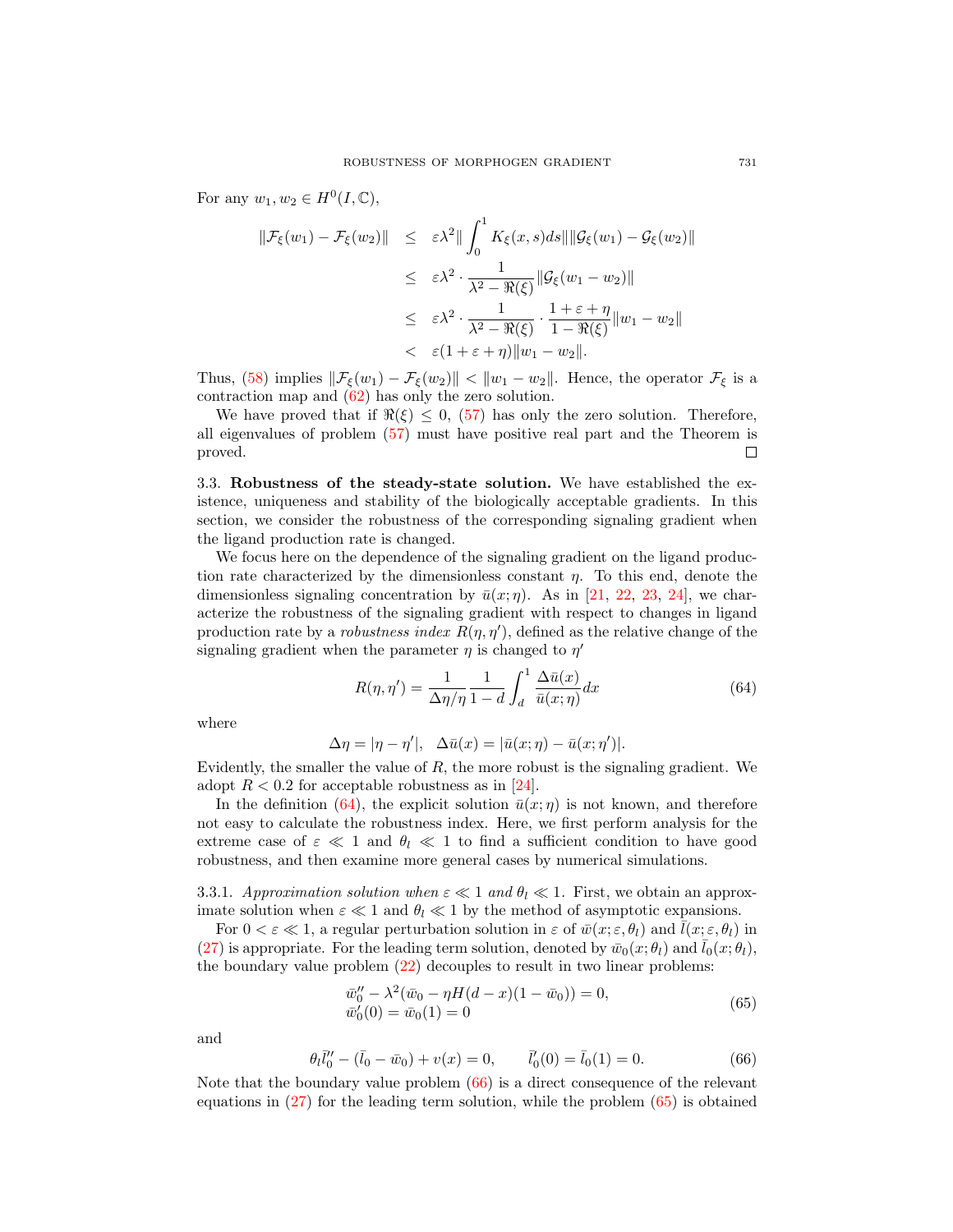For any $w_1, w_2 \in H^0(I, \mathbb{C})$,

$$
\begin{aligned}
\|\mathcal{F}_\xi(w_1) - \mathcal{F}_\xi(w_2)\| &\leq \varepsilon\lambda^2 \| \int_0^1 K_\xi(x,s)ds\| \|\mathcal{G}_\xi(w_1) - \mathcal{G}_\xi(w_2)\| \\
&\leq \varepsilon\lambda^2 \cdot \frac{1}{\lambda^2 - \Re(\xi)} \|\mathcal{G}_\xi(w_1 - w_2)\| \\
&\leq \varepsilon\lambda^2 \cdot \frac{1}{\lambda^2 - \Re(\xi)} \cdot \frac{1+\varepsilon+\eta}{1-\Re(\xi)} \|w_1 - w_2\| \\
&< \varepsilon(1+\varepsilon+\eta)\|w_1 - w_2\|.
\end{aligned}
$$

Thus, (58) implies $\|\mathcal{F}_\xi(w_1) - \mathcal{F}_\xi(w_2)\| < \|w_1 - w_2\|$. Hence, the operator $\mathcal{F}_\xi$ is a contraction map and (62) has only the zero solution.

We have proved that if $\Re(\xi) \leq 0$, (57) has only the zero solution. Therefore, all eigenvalues of problem (57) must have positive real part and the Theorem is proved. ◻

3.3. **Robustness of the steady-state solution.** We have established the existence, uniqueness and stability of the biologically acceptable gradients. In this section, we consider the robustness of the corresponding signaling gradient when the ligand production rate is changed.

We focus here on the dependence of the signaling gradient on the ligand production rate characterized by the dimensionless constant $\eta$. To this end, denote the dimensionless signaling concentration by $\bar{u}(x;\eta)$. As in [21, 22, 23, 24], we characterize the robustness of the signaling gradient with respect to changes in ligand production rate by a *robustness index* $R(\eta, \eta')$, defined as the relative change of the signaling gradient when the parameter $\eta$ is changed to $\eta'$

$$
R(\eta, \eta') = \frac{1}{\Delta\eta/\eta} \frac{1}{1-d} \int_d^1 \frac{\Delta\bar{u}(x)}{\bar{u}(x;\eta)} dx \tag{64}
$$

where

$$
\Delta\eta = |\eta - \eta'|, \quad \Delta\bar{u}(x) = |\bar{u}(x;\eta) - \bar{u}(x;\eta')|.
$$

Evidently, the smaller the value of $R$, the more robust is the signaling gradient. We adopt $R < 0.2$ for acceptable robustness as in [24].

In the definition (64), the explicit solution $\bar{u}(x;\eta)$ is not known, and therefore not easy to calculate the robustness index. Here, we first perform analysis for the extreme case of $\varepsilon \ll 1$ and $\theta_l \ll 1$ to find a sufficient condition to have good robustness, and then examine more general cases by numerical simulations.

3.3.1. *Approximation solution when $\varepsilon \ll 1$ and $\theta_l \ll 1$.* First, we obtain an approximate solution when $\varepsilon \ll 1$ and $\theta_l \ll 1$ by the method of asymptotic expansions.

For $0 < \varepsilon \ll 1$, a regular perturbation solution in $\varepsilon$ of $\bar{w}(x;\varepsilon,\theta_l)$ and $\bar{l}(x;\varepsilon,\theta_l)$ in (27) is appropriate. For the leading term solution, denoted by $\bar{w}_0(x;\theta_l)$ and $\bar{l}_0(x;\theta_l)$, the boundary value problem (22) decouples to result in two linear problems:

$$
\begin{aligned}
&\bar{w}_0'' - \lambda^2(\bar{w}_0 - \eta H(d-x)(1-\bar{w}_0)) = 0, \\
&\bar{w}_0'(0) = \bar{w}_0(1) = 0
\end{aligned} \tag{65}
$$

and

$$
\theta_l \bar{l}_0'' - (\bar{l}_0 - \bar{w}_0) + v(x) = 0, \qquad \bar{l}_0'(0) = \bar{l}_0(1) = 0. \tag{66}
$$

Note that the boundary value problem (66) is a direct consequence of the relevant equations in (27) for the leading term solution, while the problem (65) is obtained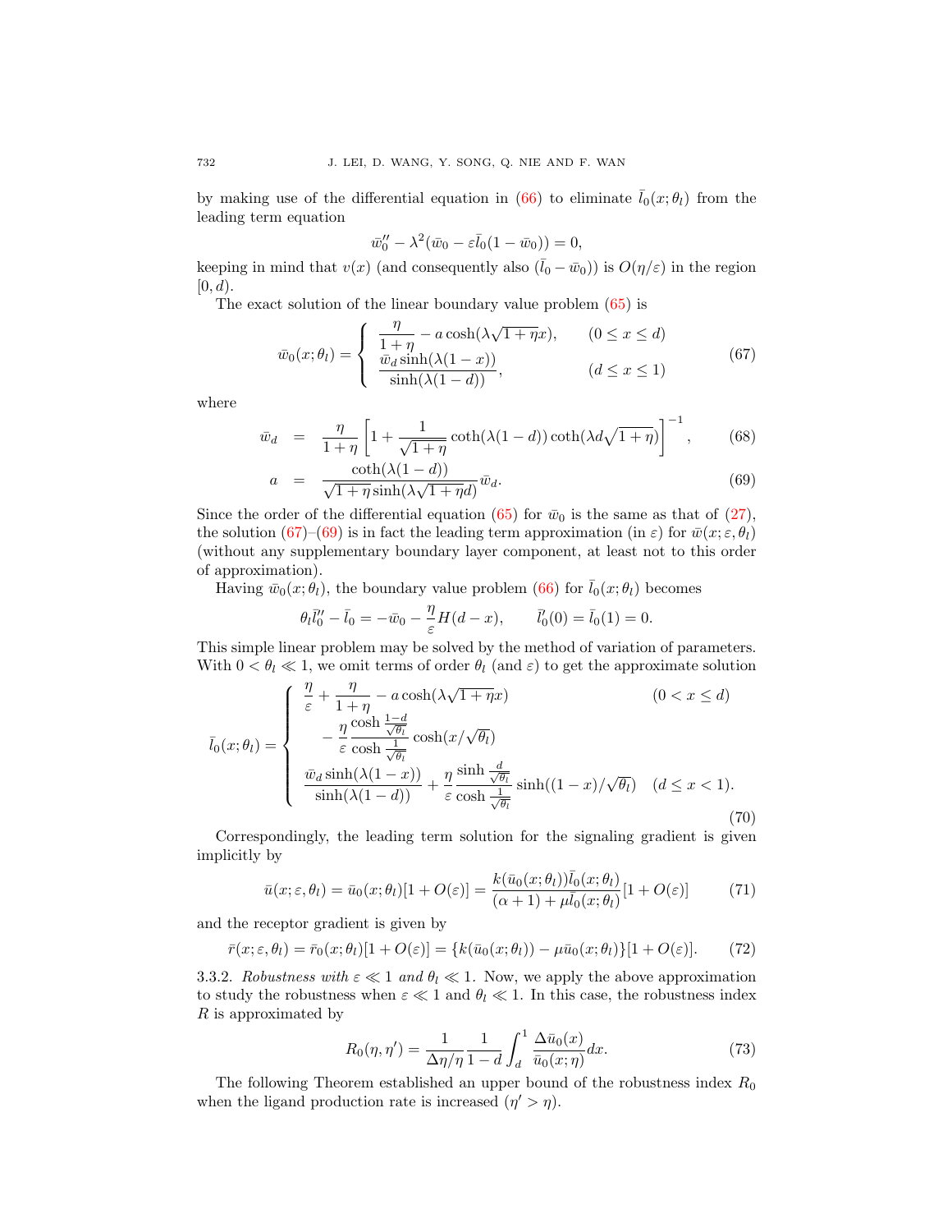by making use of the differential equation in (66) to eliminate $\bar{l}_0(x;\theta_l)$ from the leading term equation

$$\bar{w}_0'' - \lambda^2(\bar{w}_0 - \varepsilon\bar{l}_0(1-\bar{w}_0)) = 0,$$

keeping in mind that $v(x)$ (and consequently also $(\bar{l}_0 - \bar{w}_0)$) is $O(\eta/\varepsilon)$ in the region $[0, d)$.

The exact solution of the linear boundary value problem (65) is

$$\bar{w}_0(x;\theta_l) = \begin{cases} \dfrac{\eta}{1+\eta} - a\cosh(\lambda\sqrt{1+\eta}x), & (0 \le x \le d) \\ \dfrac{\bar{w}_d \sinh(\lambda(1-x))}{\sinh(\lambda(1-d))}, & (d \le x \le 1) \end{cases} \tag{67}$$

where

$$\bar{w}_d = \frac{\eta}{1+\eta}\left[1 + \frac{1}{\sqrt{1+\eta}}\coth(\lambda(1-d))\coth(\lambda d\sqrt{1+\eta})\right]^{-1}, \tag{68}$$

$$a = \frac{\coth(\lambda(1-d))}{\sqrt{1+\eta}\sinh(\lambda\sqrt{1+\eta}d)}\bar{w}_d. \tag{69}$$

Since the order of the differential equation (65) for $\bar{w}_0$ is the same as that of (27), the solution (67)–(69) is in fact the leading term approximation (in $\varepsilon$) for $\bar{w}(x;\varepsilon,\theta_l)$ (without any supplementary boundary layer component, at least not to this order of approximation).

Having $\bar{w}_0(x;\theta_l)$, the boundary value problem (66) for $\bar{l}_0(x;\theta_l)$ becomes

$$\theta_l \bar{l}_0'' - \bar{l}_0 = -\bar{w}_0 - \frac{\eta}{\varepsilon}H(d-x), \qquad \bar{l}_0'(0) = \bar{l}_0(1) = 0.$$

This simple linear problem may be solved by the method of variation of parameters. With $0 < \theta_l \ll 1$, we omit terms of order $\theta_l$ (and $\varepsilon$) to get the approximate solution

$$\bar{l}_0(x;\theta_l) = \begin{cases} \dfrac{\eta}{\varepsilon} + \dfrac{\eta}{1+\eta} - a\cosh(\lambda\sqrt{1+\eta}x) & (0 < x \le d) \\ \quad - \dfrac{\eta}{\varepsilon}\dfrac{\cosh\frac{1-d}{\sqrt{\theta_l}}}{\cosh\frac{1}{\sqrt{\theta_l}}}\cosh(x/\sqrt{\theta_l}) & \\ \dfrac{\bar{w}_d\sinh(\lambda(1-x))}{\sinh(\lambda(1-d))} + \dfrac{\eta}{\varepsilon}\dfrac{\sinh\frac{d}{\sqrt{\theta_l}}}{\cosh\frac{1}{\sqrt{\theta_l}}}\sinh((1-x)/\sqrt{\theta_l}) & (d \le x < 1). \end{cases} \tag{70}$$

Correspondingly, the leading term solution for the signaling gradient is given implicitly by

$$\bar{u}(x;\varepsilon,\theta_l) = \bar{u}_0(x;\theta_l)[1+O(\varepsilon)] = \frac{k(\bar{u}_0(x;\theta_l))\bar{l}_0(x;\theta_l)}{(\alpha+1)+\mu\bar{l}_0(x;\theta_l)}[1+O(\varepsilon)] \tag{71}$$

and the receptor gradient is given by

$$\bar{r}(x;\varepsilon,\theta_l) = \bar{r}_0(x;\theta_l)[1+O(\varepsilon)] = \{k(\bar{u}_0(x;\theta_l)) - \mu\bar{u}_0(x;\theta_l)\}[1+O(\varepsilon)]. \tag{72}$$

3.3.2. *Robustness with $\varepsilon \ll 1$ and $\theta_l \ll 1$.* Now, we apply the above approximation to study the robustness when $\varepsilon \ll 1$ and $\theta_l \ll 1$. In this case, the robustness index $R$ is approximated by

$$R_0(\eta,\eta') = \frac{1}{\Delta\eta/\eta}\frac{1}{1-d}\int_d^1 \frac{\Delta\bar{u}_0(x)}{\bar{u}_0(x;\eta)}dx. \tag{73}$$

The following Theorem established an upper bound of the robustness index $R_0$ when the ligand production rate is increased ($\eta' > \eta$).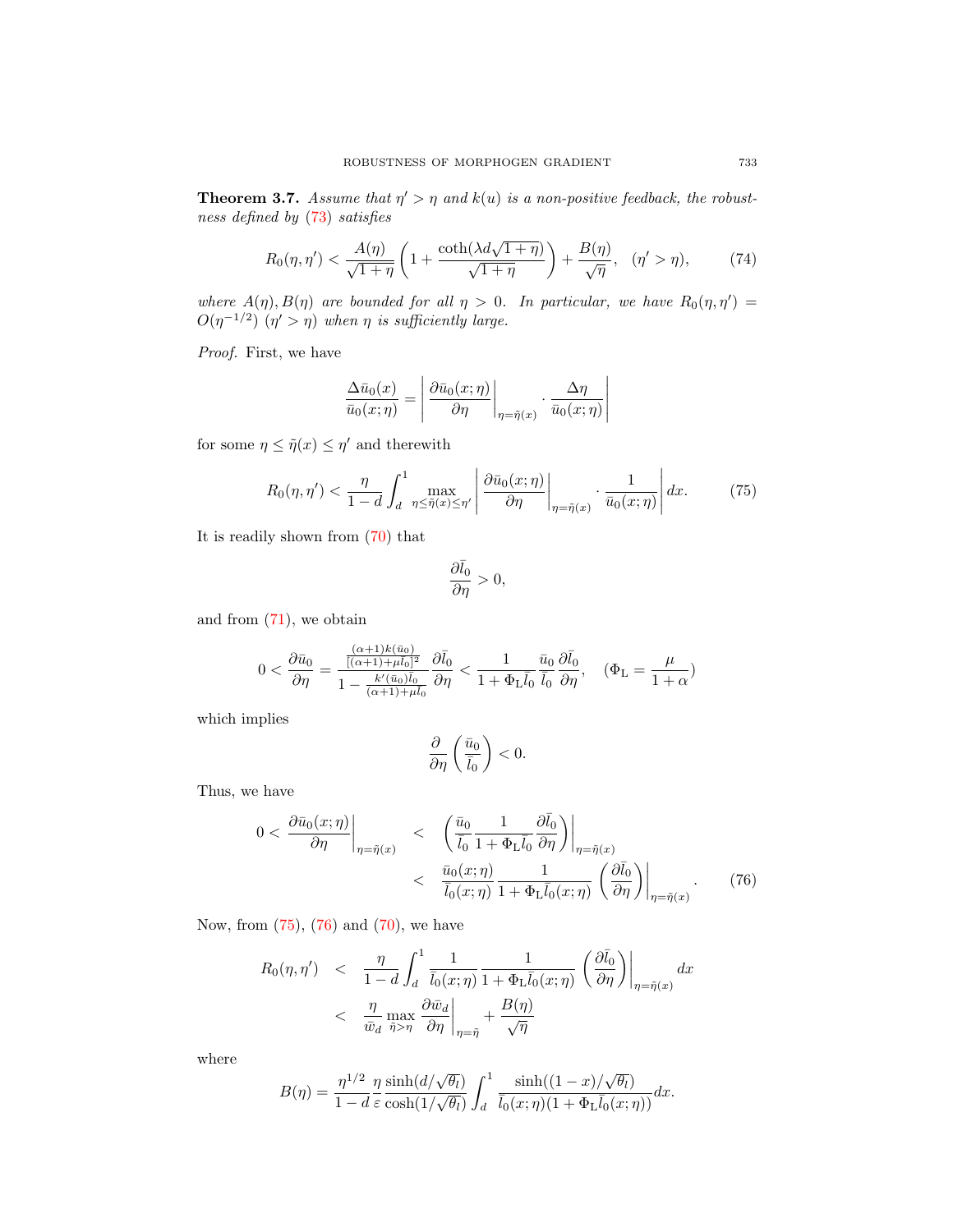**Theorem 3.7.** *Assume that $\eta' > \eta$ and $k(u)$ is a non-positive feedback, the robustness defined by (73) satisfies*

$$R_0(\eta,\eta') < \frac{A(\eta)}{\sqrt{1+\eta}}\left(1+\frac{\coth(\lambda d\sqrt{1+\eta})}{\sqrt{1+\eta}}\right)+\frac{B(\eta)}{\sqrt{\eta}},\quad (\eta'>\eta), \tag{74}$$

*where $A(\eta), B(\eta)$ are bounded for all $\eta > 0$. In particular, we have $R_0(\eta,\eta') = O(\eta^{-1/2})$ $(\eta' > \eta)$ when $\eta$ is sufficiently large.*

*Proof.* First, we have

$$\frac{\Delta\bar{u}_0(x)}{\bar{u}_0(x;\eta)} = \left|\left.\frac{\partial\bar{u}_0(x;\eta)}{\partial\eta}\right|_{\eta=\tilde{\eta}(x)}\cdot\frac{\Delta\eta}{\bar{u}_0(x;\eta)}\right|$$

for some $\eta \le \tilde{\eta}(x) \le \eta'$ and therewith

$$R_0(\eta,\eta') < \frac{\eta}{1-d}\int_d^1 \max_{\eta\le\tilde{\eta}(x)\le\eta'}\left|\left.\frac{\partial\bar{u}_0(x;\eta)}{\partial\eta}\right|_{\eta=\tilde{\eta}(x)}\cdot\frac{1}{\bar{u}_0(x;\eta)}\right|dx. \tag{75}$$

It is readily shown from (70) that

$$\frac{\partial\bar{l}_0}{\partial\eta} > 0,$$

and from (71), we obtain

$$0 < \frac{\partial\bar{u}_0}{\partial\eta} = \frac{\frac{(\alpha+1)k(\bar{u}_0)}{[(\alpha+1)+\mu\bar{l}_0]^2}}{1-\frac{k'(\bar{u}_0)\bar{l}_0}{(\alpha+1)+\mu\bar{l}_0}}\frac{\partial\bar{l}_0}{\partial\eta} < \frac{1}{1+\Phi_{\rm L}\bar{l}_0}\frac{\bar{u}_0}{\bar{l}_0}\frac{\partial\bar{l}_0}{\partial\eta},\quad (\Phi_{\rm L}=\frac{\mu}{1+\alpha})$$

which implies

$$\frac{\partial}{\partial\eta}\left(\frac{\bar{u}_0}{\bar{l}_0}\right) < 0.$$

Thus, we have

$$\begin{aligned}
0 < \left.\frac{\partial\bar{u}_0(x;\eta)}{\partial\eta}\right|_{\eta=\tilde{\eta}(x)} &< \left.\left(\frac{\bar{u}_0}{\bar{l}_0}\frac{1}{1+\Phi_{\rm L}\bar{l}_0}\frac{\partial\bar{l}_0}{\partial\eta}\right)\right|_{\eta=\tilde{\eta}(x)} \\
&< \frac{\bar{u}_0(x;\eta)}{\bar{l}_0(x;\eta)}\frac{1}{1+\Phi_{\rm L}\bar{l}_0(x;\eta)}\left.\left(\frac{\partial\bar{l}_0}{\partial\eta}\right)\right|_{\eta=\tilde{\eta}(x)}.
\end{aligned} \tag{76}$$

Now, from (75), (76) and (70), we have

$$\begin{aligned}
R_0(\eta,\eta') &< \frac{\eta}{1-d}\int_d^1 \frac{1}{\bar{l}_0(x;\eta)}\frac{1}{1+\Phi_{\rm L}\bar{l}_0(x;\eta)}\left.\left(\frac{\partial\bar{l}_0}{\partial\eta}\right)\right|_{\eta=\tilde{\eta}(x)}dx \\
&< \frac{\eta}{\bar{w}_d}\max_{\tilde{\eta}>\eta}\left.\frac{\partial\bar{w}_d}{\partial\eta}\right|_{\eta=\tilde{\eta}} + \frac{B(\eta)}{\sqrt{\eta}}
\end{aligned}$$

where

$$B(\eta) = \frac{\eta^{1/2}}{1-d}\frac{\eta}{\varepsilon}\frac{\sinh(d/\sqrt{\theta_l})}{\cosh(1/\sqrt{\theta_l})}\int_d^1\frac{\sinh((1-x)/\sqrt{\theta_l})}{\bar{l}_0(x;\eta)(1+\Phi_{\rm L}\bar{l}_0(x;\eta))}dx.$$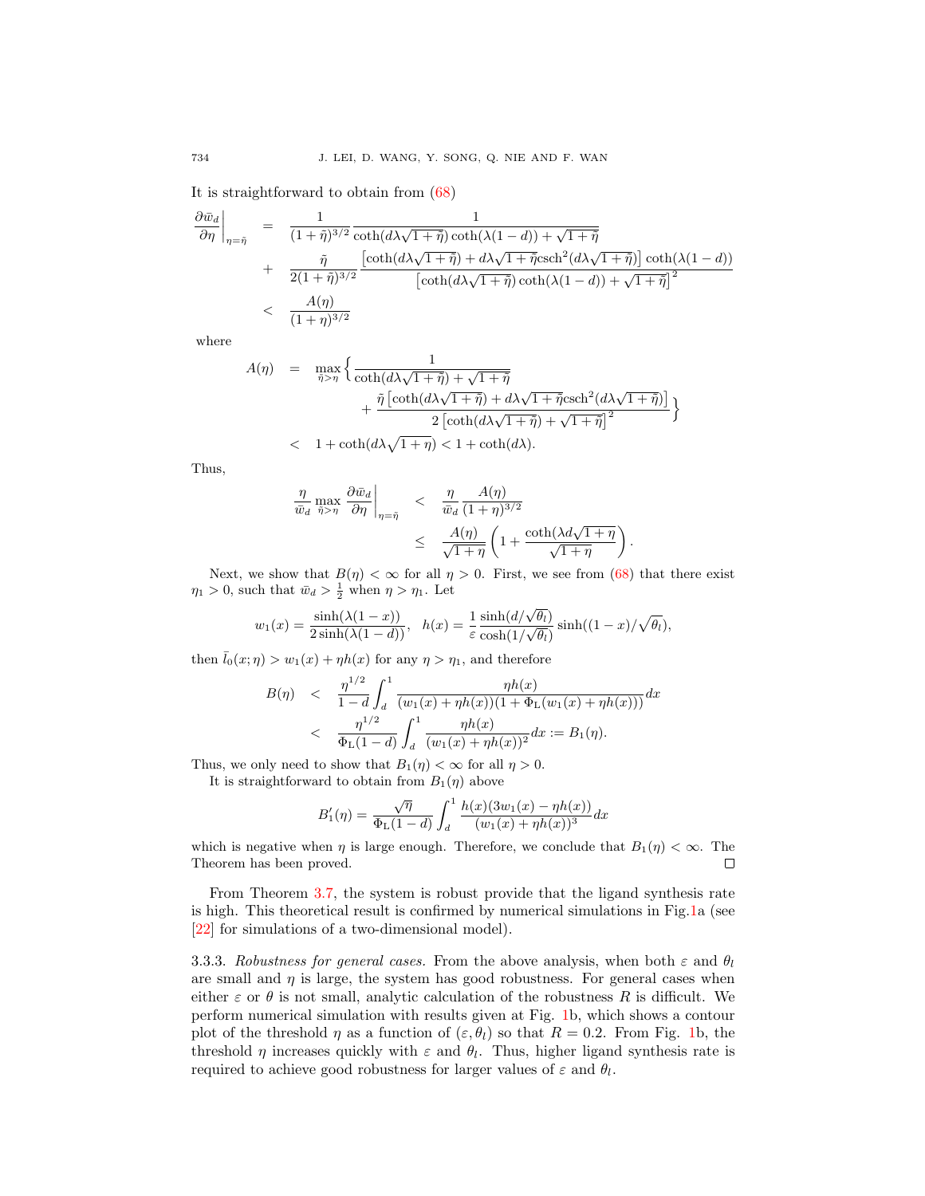It is straightforward to obtain from (68)

$$
\begin{aligned}
\left.\frac{\partial \bar{w}_d}{\partial \eta}\right|_{\eta=\tilde{\eta}} &= \frac{1}{(1+\tilde{\eta})^{3/2}} \frac{1}{\coth(d\lambda\sqrt{1+\tilde{\eta}})\coth(\lambda(1-d)) + \sqrt{1+\tilde{\eta}}} \\
&+ \frac{\tilde{\eta}}{2(1+\tilde{\eta})^{3/2}} \frac{\left[\coth(d\lambda\sqrt{1+\tilde{\eta}}) + d\lambda\sqrt{1+\tilde{\eta}}\operatorname{csch}^2(d\lambda\sqrt{1+\tilde{\eta}})\right]\coth(\lambda(1-d))}{\left[\coth(d\lambda\sqrt{1+\tilde{\eta}})\coth(\lambda(1-d)) + \sqrt{1+\tilde{\eta}}\right]^2} \\
&< \frac{A(\eta)}{(1+\eta)^{3/2}}
\end{aligned}
$$

where

$$
\begin{aligned}
A(\eta) &= \max_{\tilde{\eta}>\eta}\Big\{ \frac{1}{\coth(d\lambda\sqrt{1+\tilde{\eta}}) + \sqrt{1+\tilde{\eta}}} \\
&\qquad + \frac{\tilde{\eta}\left[\coth(d\lambda\sqrt{1+\tilde{\eta}}) + d\lambda\sqrt{1+\tilde{\eta}}\operatorname{csch}^2(d\lambda\sqrt{1+\tilde{\eta}})\right]}{2\left[\coth(d\lambda\sqrt{1+\tilde{\eta}}) + \sqrt{1+\tilde{\eta}}\right]^2}\Big\} \\
&< 1 + \coth(d\lambda\sqrt{1+\eta}) < 1 + \coth(d\lambda).
\end{aligned}
$$

Thus,

$$
\begin{aligned}
\frac{\eta}{\bar{w}_d}\max_{\tilde{\eta}>\eta}\left.\frac{\partial \bar{w}_d}{\partial \eta}\right|_{\eta=\tilde{\eta}} &< \frac{\eta}{\bar{w}_d}\frac{A(\eta)}{(1+\eta)^{3/2}} \\
&\leq \frac{A(\eta)}{\sqrt{1+\eta}}\left(1 + \frac{\coth(\lambda d\sqrt{1+\eta}}{\sqrt{1+\eta}}\right).
\end{aligned}
$$

Next, we show that $B(\eta) < \infty$ for all $\eta > 0$. First, we see from (68) that there exist $\eta_1 > 0$, such that $\bar{w}_d > \frac{1}{2}$ when $\eta > \eta_1$. Let

$$
w_1(x) = \frac{\sinh(\lambda(1-x))}{2\sinh(\lambda(1-d))},\quad h(x) = \frac{1}{\varepsilon}\frac{\sinh(d/\sqrt{\theta_l})}{\cosh(1/\sqrt{\theta_l})}\sinh((1-x)/\sqrt{\theta_l}),
$$

then $\bar{l}_0(x;\eta) > w_1(x) + \eta h(x)$ for any $\eta > \eta_1$, and therefore

$$
\begin{aligned}
B(\eta) &< \frac{\eta^{1/2}}{1-d}\int_d^1 \frac{\eta h(x)}{(w_1(x)+\eta h(x))(1+\Phi_{\mathrm{L}}(w_1(x)+\eta h(x)))}dx \\
&< \frac{\eta^{1/2}}{\Phi_{\mathrm{L}}(1-d)}\int_d^1 \frac{\eta h(x)}{(w_1(x)+\eta h(x))^2}dx := B_1(\eta).
\end{aligned}
$$

Thus, we only need to show that $B_1(\eta) < \infty$ for all $\eta > 0$.

It is straightforward to obtain from $B_1(\eta)$ above

$$
B_1'(\eta) = \frac{\sqrt{\eta}}{\Phi_{\mathrm{L}}(1-d)}\int_d^1 \frac{h(x)(3w_1(x) - \eta h(x))}{(w_1(x)+\eta h(x))^3}dx
$$

which is negative when $\eta$ is large enough. Therefore, we conclude that $B_1(\eta) < \infty$. The Theorem has been proved. □

From Theorem 3.7, the system is robust provide that the ligand synthesis rate is high. This theoretical result is confirmed by numerical simulations in Fig.1a (see [22] for simulations of a two-dimensional model).

3.3.3. *Robustness for general cases.* From the above analysis, when both $\varepsilon$ and $\theta_l$ are small and $\eta$ is large, the system has good robustness. For general cases when either $\varepsilon$ or $\theta$ is not small, analytic calculation of the robustness $R$ is difficult. We perform numerical simulation with results given at Fig. 1b, which shows a contour plot of the threshold $\eta$ as a function of $(\varepsilon, \theta_l)$ so that $R = 0.2$. From Fig. 1b, the threshold $\eta$ increases quickly with $\varepsilon$ and $\theta_l$. Thus, higher ligand synthesis rate is required to achieve good robustness for larger values of $\varepsilon$ and $\theta_l$.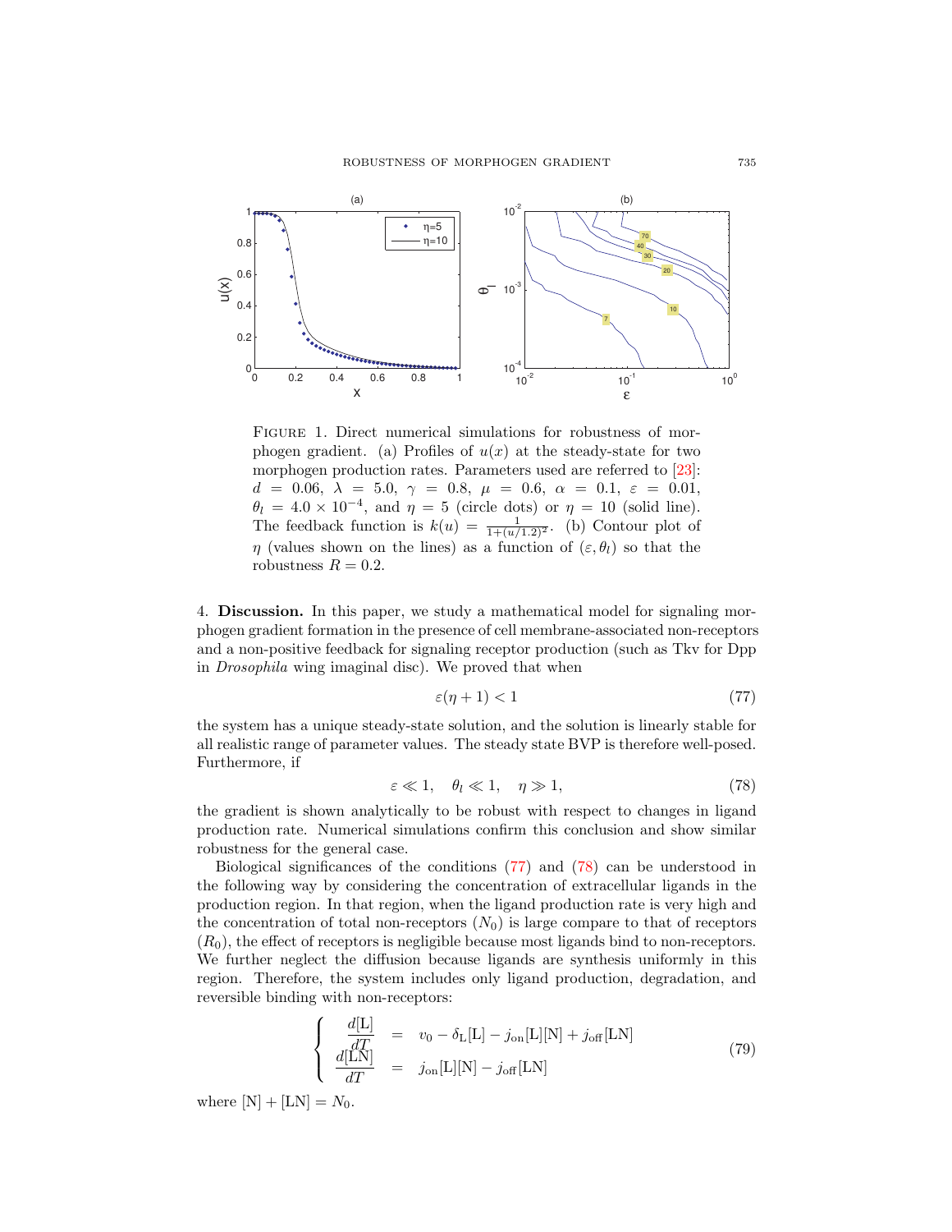FIGURE 1. Direct numerical simulations for robustness of morphogen gradient. (a) Profiles of $u(x)$ at the steady-state for two morphogen production rates. Parameters used are referred to [23]: $d = 0.06$, $\lambda = 5.0$, $\gamma = 0.8$, $\mu = 0.6$, $\alpha = 0.1$, $\varepsilon = 0.01$, $\theta_l = 4.0 \times 10^{-4}$, and $\eta = 5$ (circle dots) or $\eta = 10$ (solid line). The feedback function is $k(u) = \frac{1}{1+(u/1.2)^2}$. (b) Contour plot of $\eta$ (values shown on the lines) as a function of $(\varepsilon, \theta_l)$ so that the robustness $R = 0.2$.

4. **Discussion.** In this paper, we study a mathematical model for signaling morphogen gradient formation in the presence of cell membrane-associated non-receptors and a non-positive feedback for signaling receptor production (such as Tkv for Dpp in *Drosophila* wing imaginal disc). We proved that when

$$\varepsilon(\eta + 1) < 1 \tag{77}$$

the system has a unique steady-state solution, and the solution is linearly stable for all realistic range of parameter values. The steady state BVP is therefore well-posed. Furthermore, if

$$\varepsilon \ll 1, \quad \theta_l \ll 1, \quad \eta \gg 1, \tag{78}$$

the gradient is shown analytically to be robust with respect to changes in ligand production rate. Numerical simulations confirm this conclusion and show similar robustness for the general case.

Biological significances of the conditions (77) and (78) can be understood in the following way by considering the concentration of extracellular ligands in the production region. In that region, when the ligand production rate is very high and the concentration of total non-receptors ($N_0$) is large compare to that of receptors ($R_0$), the effect of receptors is negligible because most ligands bind to non-receptors. We further neglect the diffusion because ligands are synthesis uniformly in this region. Therefore, the system includes only ligand production, degradation, and reversible binding with non-receptors:

$$\left\{ \begin{array}{rcl} \dfrac{d[\mathrm{L}]}{dT} & = & v_0 - \delta_{\mathrm{L}}[\mathrm{L}] - j_{\mathrm{on}}[\mathrm{L}][\mathrm{N}] + j_{\mathrm{off}}[\mathrm{LN}] \\ \dfrac{d[\mathrm{LN}]}{dT} & = & j_{\mathrm{on}}[\mathrm{L}][\mathrm{N}] - j_{\mathrm{off}}[\mathrm{LN}] \end{array} \right. \tag{79}$$

where $[\mathrm{N}] + [\mathrm{LN}] = N_0$.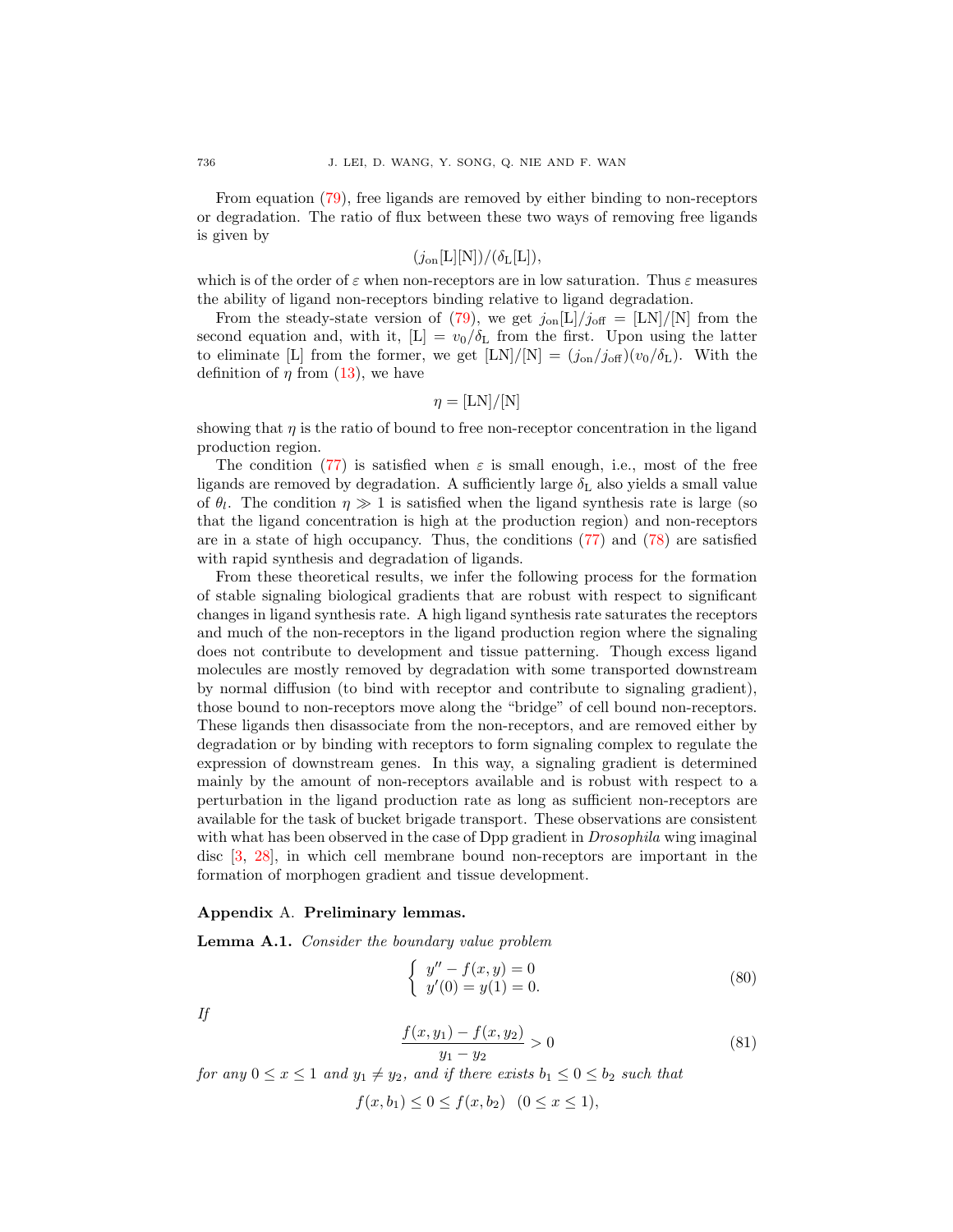From equation (79), free ligands are removed by either binding to non-receptors or degradation. The ratio of flux between these two ways of removing free ligands is given by

$$(j_{\text{on}}[\text{L}][\text{N}])/(\delta_{\text{L}}[\text{L}]),$$

which is of the order of $\varepsilon$ when non-receptors are in low saturation. Thus $\varepsilon$ measures the ability of ligand non-receptors binding relative to ligand degradation.

From the steady-state version of (79), we get $j_{\text{on}}[\text{L}]/j_{\text{off}} = [\text{LN}]/[\text{N}]$ from the second equation and, with it, $[\text{L}] = v_0/\delta_{\text{L}}$ from the first. Upon using the latter to eliminate $[\text{L}]$ from the former, we get $[\text{LN}]/[\text{N}] = (j_{\text{on}}/j_{\text{off}})(v_0/\delta_{\text{L}})$. With the definition of $\eta$ from (13), we have

$$\eta = [\text{LN}]/[\text{N}]$$

showing that $\eta$ is the ratio of bound to free non-receptor concentration in the ligand production region.

The condition (77) is satisfied when $\varepsilon$ is small enough, i.e., most of the free ligands are removed by degradation. A sufficiently large $\delta_{\text{L}}$ also yields a small value of $\theta_l$. The condition $\eta \gg 1$ is satisfied when the ligand synthesis rate is large (so that the ligand concentration is high at the production region) and non-receptors are in a state of high occupancy. Thus, the conditions (77) and (78) are satisfied with rapid synthesis and degradation of ligands.

From these theoretical results, we infer the following process for the formation of stable signaling biological gradients that are robust with respect to significant changes in ligand synthesis rate. A high ligand synthesis rate saturates the receptors and much of the non-receptors in the ligand production region where the signaling does not contribute to development and tissue patterning. Though excess ligand molecules are mostly removed by degradation with some transported downstream by normal diffusion (to bind with receptor and contribute to signaling gradient), those bound to non-receptors move along the "bridge" of cell bound non-receptors. These ligands then disassociate from the non-receptors, and are removed either by degradation or by binding with receptors to form signaling complex to regulate the expression of downstream genes. In this way, a signaling gradient is determined mainly by the amount of non-receptors available and is robust with respect to a perturbation in the ligand production rate as long as sufficient non-receptors are available for the task of bucket brigade transport. These observations are consistent with what has been observed in the case of Dpp gradient in *Drosophila* wing imaginal disc [3, 28], in which cell membrane bound non-receptors are important in the formation of morphogen gradient and tissue development.

## Appendix A. Preliminary lemmas.

**Lemma A.1.** *Consider the boundary value problem*

$$\left\{ \begin{array}{l} y'' - f(x, y) = 0 \\ y'(0) = y(1) = 0. \end{array} \right. \tag{80}$$

*If*

$$\frac{f(x, y_1) - f(x, y_2)}{y_1 - y_2} > 0 \tag{81}$$

*for any $0 \le x \le 1$ and $y_1 \ne y_2$, and if there exists $b_1 \le 0 \le b_2$ such that*

$$f(x, b_1) \le 0 \le f(x, b_2) \quad (0 \le x \le 1),$$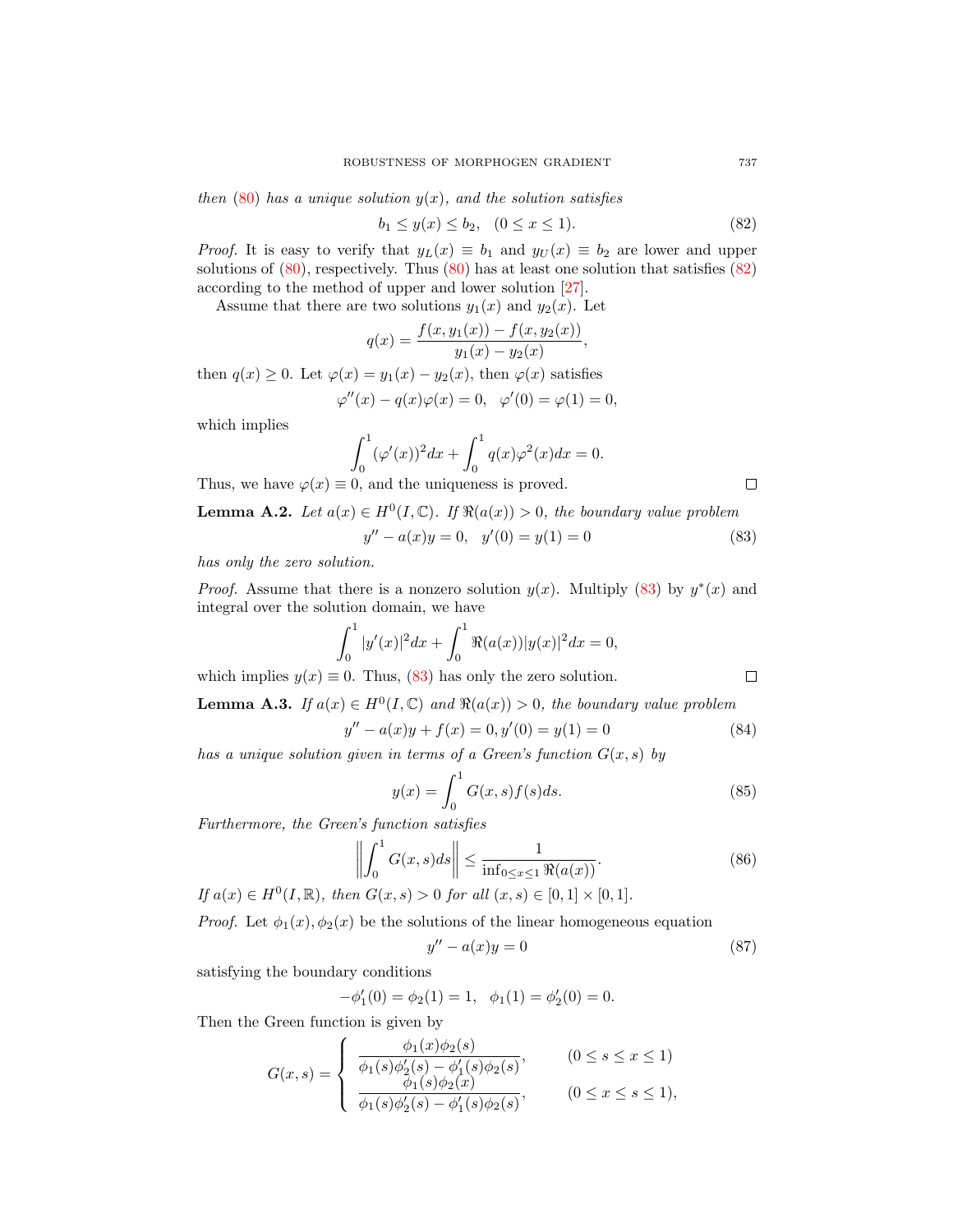*then* (80) *has a unique solution* $y(x)$*, and the solution satisfies*

$$b_1 \le y(x) \le b_2, \quad (0 \le x \le 1). \tag{82}$$

*Proof.* It is easy to verify that $y_L(x) \equiv b_1$ and $y_U(x) \equiv b_2$ are lower and upper solutions of (80), respectively. Thus (80) has at least one solution that satisfies (82) according to the method of upper and lower solution [27].

Assume that there are two solutions $y_1(x)$ and $y_2(x)$. Let

$$q(x) = \frac{f(x, y_1(x)) - f(x, y_2(x))}{y_1(x) - y_2(x)},$$

then $q(x) \ge 0$. Let $\varphi(x) = y_1(x) - y_2(x)$, then $\varphi(x)$ satisfies

$$\varphi''(x) - q(x)\varphi(x) = 0, \quad \varphi'(0) = \varphi(1) = 0,$$

which implies

$$\int_0^1 (\varphi'(x))^2 dx + \int_0^1 q(x)\varphi^2(x) dx = 0.$$

Thus, we have $\varphi(x) \equiv 0$, and the uniqueness is proved. ◻

**Lemma A.2.** *Let* $a(x) \in H^0(I, \mathbb{C})$*. If* $\Re(a(x)) > 0$*, the boundary value problem*

$$y'' - a(x)y = 0, \quad y'(0) = y(1) = 0 \tag{83}$$

*has only the zero solution.*

*Proof.* Assume that there is a nonzero solution $y(x)$. Multiply (83) by $y^*(x)$ and integral over the solution domain, we have

$$\int_0^1 |y'(x)|^2 dx + \int_0^1 \Re(a(x))|y(x)|^2 dx = 0,$$

which implies $y(x) \equiv 0$. Thus, (83) has only the zero solution. ◻

**Lemma A.3.** *If* $a(x) \in H^0(I, \mathbb{C})$ *and* $\Re(a(x)) > 0$*, the boundary value problem*

$$y'' - a(x)y + f(x) = 0, y'(0) = y(1) = 0 \tag{84}$$

*has a unique solution given in terms of a Green's function* $G(x, s)$ *by*

$$y(x) = \int_0^1 G(x, s) f(s) ds. \tag{85}$$

*Furthermore, the Green's function satisfies*

$$\left\| \int_0^1 G(x, s) ds \right\| \le \frac{1}{\inf_{0 \le x \le 1} \Re(a(x))}. \tag{86}$$

*If* $a(x) \in H^0(I, \mathbb{R})$*, then* $G(x, s) > 0$ *for all* $(x, s) \in [0, 1] \times [0, 1]$*.*

*Proof.* Let $\phi_1(x), \phi_2(x)$ be the solutions of the linear homogeneous equation

$$y'' - a(x)y = 0 \tag{87}$$

satisfying the boundary conditions

$$-\phi_1'(0) = \phi_2(1) = 1, \quad \phi_1(1) = \phi_2'(0) = 0.$$

Then the Green function is given by

$$G(x, s) = \begin{cases} \dfrac{\phi_1(x)\phi_2(s)}{\phi_1(s)\phi_2'(s) - \phi_1'(s)\phi_2(s)}, & (0 \le s \le x \le 1) \\ \dfrac{\phi_1(s)\phi_2(x)}{\phi_1(s)\phi_2'(s) - \phi_1'(s)\phi_2(s)}, & (0 \le x \le s \le 1), \end{cases}$$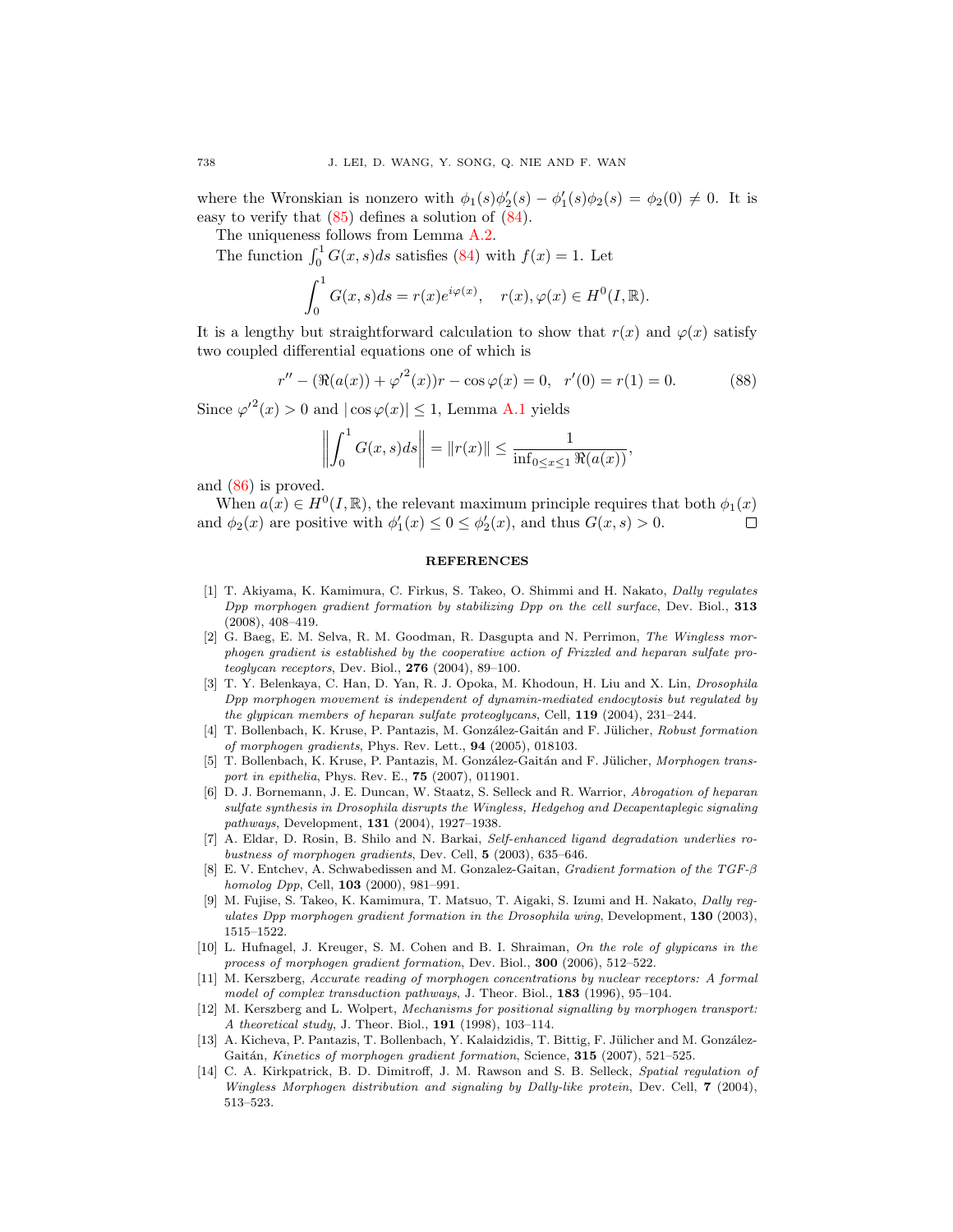where the Wronskian is nonzero with $\phi_1(s)\phi_2'(s) - \phi_1'(s)\phi_2(s) = \phi_2(0) \neq 0$. It is easy to verify that (85) defines a solution of (84).

The uniqueness follows from Lemma A.2.

The function $\int_0^1 G(x,s)ds$ satisfies (84) with $f(x) = 1$. Let

$$\int_0^1 G(x,s)ds = r(x)e^{i\varphi(x)}, \quad r(x), \varphi(x) \in H^0(I, \mathbb{R}).$$

It is a lengthy but straightforward calculation to show that $r(x)$ and $\varphi(x)$ satisfy two coupled differential equations one of which is

$$r'' - (\Re(a(x)) + \varphi'^2(x))r - \cos\varphi(x) = 0, \quad r'(0) = r(1) = 0. \tag{88}$$

Since $\varphi'^2(x) > 0$ and $|\cos\varphi(x)| \leq 1$, Lemma A.1 yields

$$\left\| \int_0^1 G(x,s)ds \right\| = \|r(x)\| \leq \frac{1}{\inf_{0 \leq x \leq 1} \Re(a(x))},$$

and (86) is proved.

When $a(x) \in H^0(I, \mathbb{R})$, the relevant maximum principle requires that both $\phi_1(x)$ and $\phi_2(x)$ are positive with $\phi_1'(x) \leq 0 \leq \phi_2'(x)$, and thus $G(x,s) > 0$. $\square$

## REFERENCES

[1] T. Akiyama, K. Kamimura, C. Firkus, S. Takeo, O. Shimmi and H. Nakato, *Dally regulates Dpp morphogen gradient formation by stabilizing Dpp on the cell surface*, Dev. Biol., **313** (2008), 408–419.

[2] G. Baeg, E. M. Selva, R. M. Goodman, R. Dasgupta and N. Perrimon, *The Wingless morphogen gradient is established by the cooperative action of Frizzled and heparan sulfate proteoglycan receptors*, Dev. Biol., **276** (2004), 89–100.

[3] T. Y. Belenkaya, C. Han, D. Yan, R. J. Opoka, M. Khodoun, H. Liu and X. Lin, *Drosophila Dpp morphogen movement is independent of dynamin-mediated endocytosis but regulated by the glypican members of heparan sulfate proteoglycans*, Cell, **119** (2004), 231–244.

[4] T. Bollenbach, K. Kruse, P. Pantazis, M. González-Gaitán and F. Jülicher, *Robust formation of morphogen gradients*, Phys. Rev. Lett., **94** (2005), 018103.

[5] T. Bollenbach, K. Kruse, P. Pantazis, M. González-Gaitán and F. Jülicher, *Morphogen transport in epithelia*, Phys. Rev. E., **75** (2007), 011901.

[6] D. J. Bornemann, J. E. Duncan, W. Staatz, S. Selleck and R. Warrior, *Abrogation of heparan sulfate synthesis in Drosophila disrupts the Wingless, Hedgehog and Decapentaplegic signaling pathways*, Development, **131** (2004), 1927–1938.

[7] A. Eldar, D. Rosin, B. Shilo and N. Barkai, *Self-enhanced ligand degradation underlies robustness of morphogen gradients*, Dev. Cell, **5** (2003), 635–646.

[8] E. V. Entchev, A. Schwabedissen and M. Gonzalez-Gaitan, *Gradient formation of the TGF-$\beta$ homolog Dpp*, Cell, **103** (2000), 981–991.

[9] M. Fujise, S. Takeo, K. Kamimura, T. Matsuo, T. Aigaki, S. Izumi and H. Nakato, *Dally regulates Dpp morphogen gradient formation in the Drosophila wing*, Development, **130** (2003), 1515–1522.

[10] L. Hufnagel, J. Kreuger, S. M. Cohen and B. I. Shraiman, *On the role of glypicans in the process of morphogen gradient formation*, Dev. Biol., **300** (2006), 512–522.

[11] M. Kerszberg, *Accurate reading of morphogen concentrations by nuclear receptors: A formal model of complex transduction pathways*, J. Theor. Biol., **183** (1996), 95–104.

[12] M. Kerszberg and L. Wolpert, *Mechanisms for positional signalling by morphogen transport: A theoretical study*, J. Theor. Biol., **191** (1998), 103–114.

[13] A. Kicheva, P. Pantazis, T. Bollenbach, Y. Kalaidzidis, T. Bittig, F. Jülicher and M. González-Gaitán, *Kinetics of morphogen gradient formation*, Science, **315** (2007), 521–525.

[14] C. A. Kirkpatrick, B. D. Dimitroff, J. M. Rawson and S. B. Selleck, *Spatial regulation of Wingless Morphogen distribution and signaling by Dally-like protein*, Dev. Cell, **7** (2004), 513–523.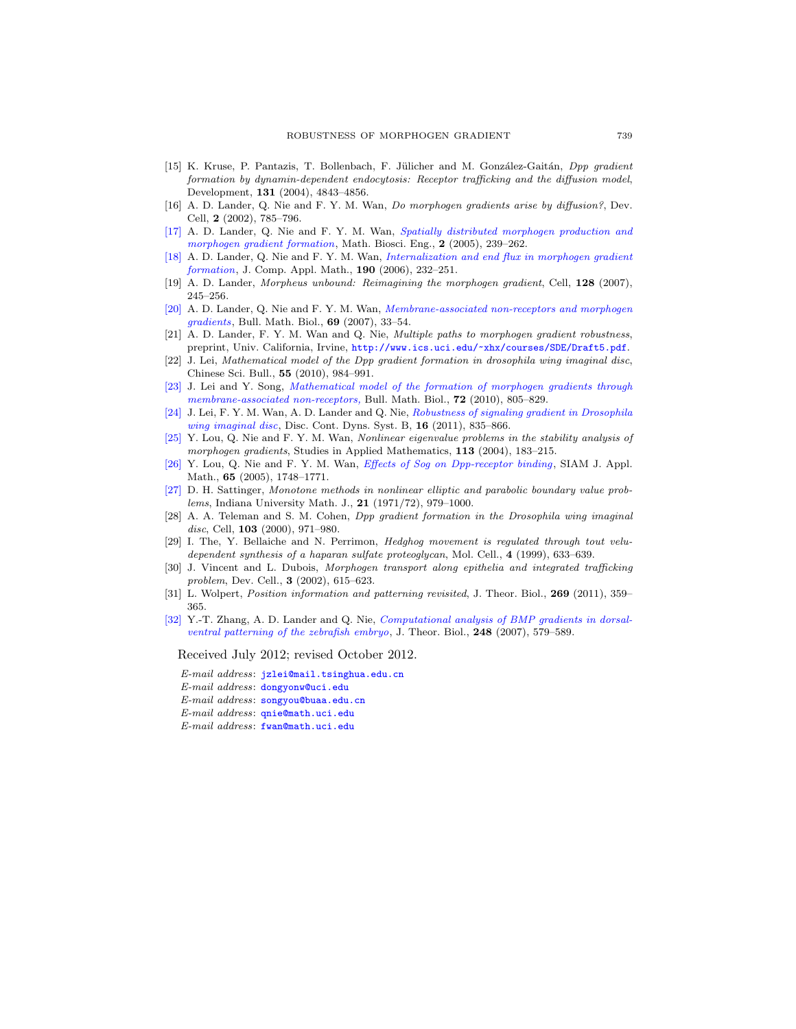[15] K. Kruse, P. Pantazis, T. Bollenbach, F. Jülicher and M. González-Gaitán, *Dpp gradient formation by dynamin-dependent endocytosis: Receptor trafficking and the diffusion model*, Development, **131** (2004), 4843–4856.

[16] A. D. Lander, Q. Nie and F. Y. M. Wan, *Do morphogen gradients arise by diffusion?*, Dev. Cell, **2** (2002), 785–796.

[17] A. D. Lander, Q. Nie and F. Y. M. Wan, *Spatially distributed morphogen production and morphogen gradient formation*, Math. Biosci. Eng., **2** (2005), 239–262.

[18] A. D. Lander, Q. Nie and F. Y. M. Wan, *Internalization and end flux in morphogen gradient formation*, J. Comp. Appl. Math., **190** (2006), 232–251.

[19] A. D. Lander, *Morpheus unbound: Reimagining the morphogen gradient*, Cell, **128** (2007), 245–256.

[20] A. D. Lander, Q. Nie and F. Y. M. Wan, *Membrane-associated non-receptors and morphogen gradients*, Bull. Math. Biol., **69** (2007), 33–54.

[21] A. D. Lander, F. Y. M. Wan and Q. Nie, *Multiple paths to morphogen gradient robustness*, preprint, Univ. California, Irvine, http://www.ics.uci.edu/~xhx/courses/SDE/Draft5.pdf.

[22] J. Lei, *Mathematical model of the Dpp gradient formation in drosophila wing imaginal disc*, Chinese Sci. Bull., **55** (2010), 984–991.

[23] J. Lei and Y. Song, *Mathematical model of the formation of morphogen gradients through membrane-associated non-receptors,* Bull. Math. Biol., **72** (2010), 805–829.

[24] J. Lei, F. Y. M. Wan, A. D. Lander and Q. Nie, *Robustness of signaling gradient in Drosophila wing imaginal disc*, Disc. Cont. Dyns. Syst. B, **16** (2011), 835–866.

[25] Y. Lou, Q. Nie and F. Y. M. Wan, *Nonlinear eigenvalue problems in the stability analysis of morphogen gradients*, Studies in Applied Mathematics, **113** (2004), 183–215.

[26] Y. Lou, Q. Nie and F. Y. M. Wan, *Effects of Sog on Dpp-receptor binding*, SIAM J. Appl. Math., **65** (2005), 1748–1771.

[27] D. H. Sattinger, *Monotone methods in nonlinear elliptic and parabolic boundary value problems*, Indiana University Math. J., **21** (1971/72), 979–1000.

[28] A. A. Teleman and S. M. Cohen, *Dpp gradient formation in the Drosophila wing imaginal disc*, Cell, **103** (2000), 971–980.

[29] I. The, Y. Bellaiche and N. Perrimon, *Hedghog movement is regulated through tout veludependent synthesis of a haparan sulfate proteoglycan*, Mol. Cell., **4** (1999), 633–639.

[30] J. Vincent and L. Dubois, *Morphogen transport along epithelia and integrated trafficking problem*, Dev. Cell., **3** (2002), 615–623.

[31] L. Wolpert, *Position information and patterning revisited*, J. Theor. Biol., **269** (2011), 359–365.

[32] Y.-T. Zhang, A. D. Lander and Q. Nie, *Computational analysis of BMP gradients in dorsal-ventral patterning of the zebrafish embryo*, J. Theor. Biol., **248** (2007), 579–589.

Received July 2012; revised October 2012.

*E-mail address*: jzlei@mail.tsinghua.edu.cn
*E-mail address*: dongyonw@uci.edu
*E-mail address*: songyou@buaa.edu.cn
*E-mail address*: qnie@math.uci.edu
*E-mail address*: fwan@math.uci.edu